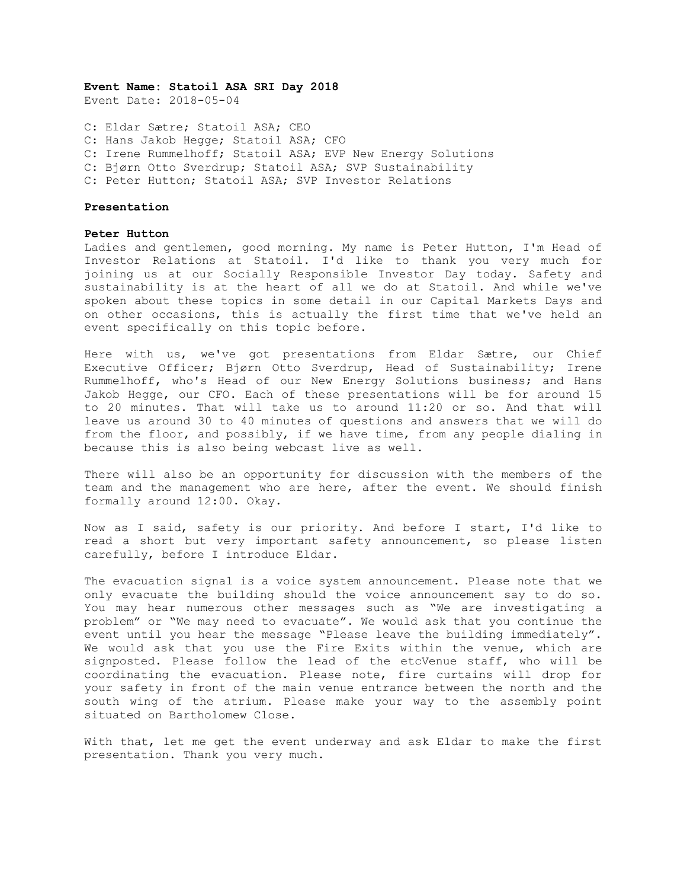**Event Name: Statoil ASA SRI Day 2018**
Event Date: 2018-05-04

C: Eldar Sætre; Statoil ASA; CEO
C: Hans Jakob Hegge; Statoil ASA; CFO
C: Irene Rummelhoff; Statoil ASA; EVP New Energy Solutions
C: Bjørn Otto Sverdrup; Statoil ASA; SVP Sustainability
C: Peter Hutton; Statoil ASA; SVP Investor Relations

## Presentation

### Peter Hutton

Ladies and gentlemen, good morning. My name is Peter Hutton, I'm Head of Investor Relations at Statoil. I'd like to thank you very much for joining us at our Socially Responsible Investor Day today. Safety and sustainability is at the heart of all we do at Statoil. And while we've spoken about these topics in some detail in our Capital Markets Days and on other occasions, this is actually the first time that we've held an event specifically on this topic before.

Here with us, we've got presentations from Eldar Sætre, our Chief Executive Officer; Bjørn Otto Sverdrup, Head of Sustainability; Irene Rummelhoff, who's Head of our New Energy Solutions business; and Hans Jakob Hegge, our CFO. Each of these presentations will be for around 15 to 20 minutes. That will take us to around 11:20 or so. And that will leave us around 30 to 40 minutes of questions and answers that we will do from the floor, and possibly, if we have time, from any people dialing in because this is also being webcast live as well.

There will also be an opportunity for discussion with the members of the team and the management who are here, after the event. We should finish formally around 12:00. Okay.

Now as I said, safety is our priority. And before I start, I'd like to read a short but very important safety announcement, so please listen carefully, before I introduce Eldar.

The evacuation signal is a voice system announcement. Please note that we only evacuate the building should the voice announcement say to do so. You may hear numerous other messages such as "We are investigating a problem" or "We may need to evacuate". We would ask that you continue the event until you hear the message "Please leave the building immediately". We would ask that you use the Fire Exits within the venue, which are signposted. Please follow the lead of the etcVenue staff, who will be coordinating the evacuation. Please note, fire curtains will drop for your safety in front of the main venue entrance between the north and the south wing of the atrium. Please make your way to the assembly point situated on Bartholomew Close.

With that, let me get the event underway and ask Eldar to make the first presentation. Thank you very much.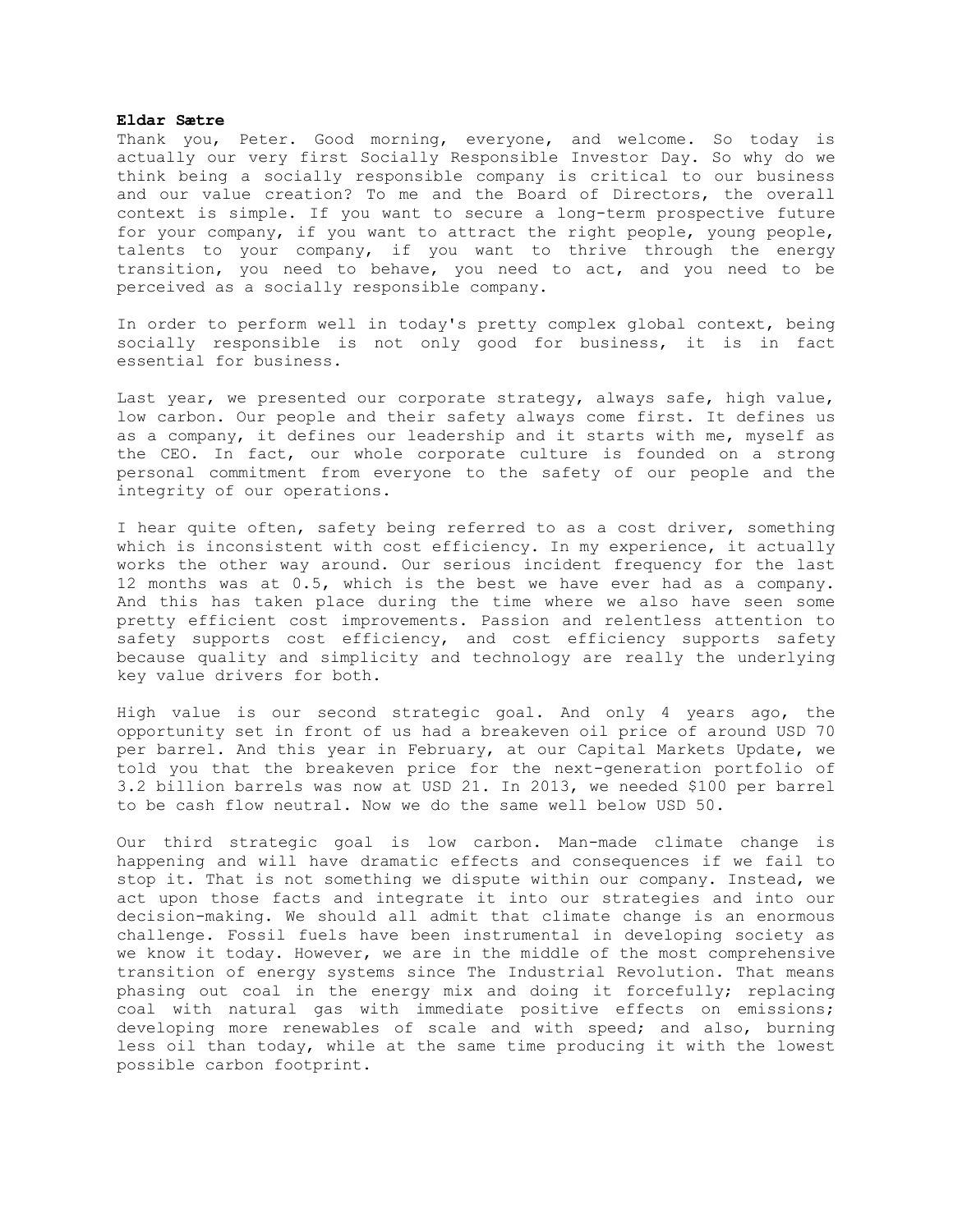**Eldar Sætre**

Thank you, Peter. Good morning, everyone, and welcome. So today is actually our very first Socially Responsible Investor Day. So why do we think being a socially responsible company is critical to our business and our value creation? To me and the Board of Directors, the overall context is simple. If you want to secure a long-term prospective future for your company, if you want to attract the right people, young people, talents to your company, if you want to thrive through the energy transition, you need to behave, you need to act, and you need to be perceived as a socially responsible company.

In order to perform well in today's pretty complex global context, being socially responsible is not only good for business, it is in fact essential for business.

Last year, we presented our corporate strategy, always safe, high value, low carbon. Our people and their safety always come first. It defines us as a company, it defines our leadership and it starts with me, myself as the CEO. In fact, our whole corporate culture is founded on a strong personal commitment from everyone to the safety of our people and the integrity of our operations.

I hear quite often, safety being referred to as a cost driver, something which is inconsistent with cost efficiency. In my experience, it actually works the other way around. Our serious incident frequency for the last 12 months was at 0.5, which is the best we have ever had as a company. And this has taken place during the time where we also have seen some pretty efficient cost improvements. Passion and relentless attention to safety supports cost efficiency, and cost efficiency supports safety because quality and simplicity and technology are really the underlying key value drivers for both.

High value is our second strategic goal. And only 4 years ago, the opportunity set in front of us had a breakeven oil price of around USD 70 per barrel. And this year in February, at our Capital Markets Update, we told you that the breakeven price for the next-generation portfolio of 3.2 billion barrels was now at USD 21. In 2013, we needed $100 per barrel to be cash flow neutral. Now we do the same well below USD 50.

Our third strategic goal is low carbon. Man-made climate change is happening and will have dramatic effects and consequences if we fail to stop it. That is not something we dispute within our company. Instead, we act upon those facts and integrate it into our strategies and into our decision-making. We should all admit that climate change is an enormous challenge. Fossil fuels have been instrumental in developing society as we know it today. However, we are in the middle of the most comprehensive transition of energy systems since The Industrial Revolution. That means phasing out coal in the energy mix and doing it forcefully; replacing coal with natural gas with immediate positive effects on emissions; developing more renewables of scale and with speed; and also, burning less oil than today, while at the same time producing it with the lowest possible carbon footprint.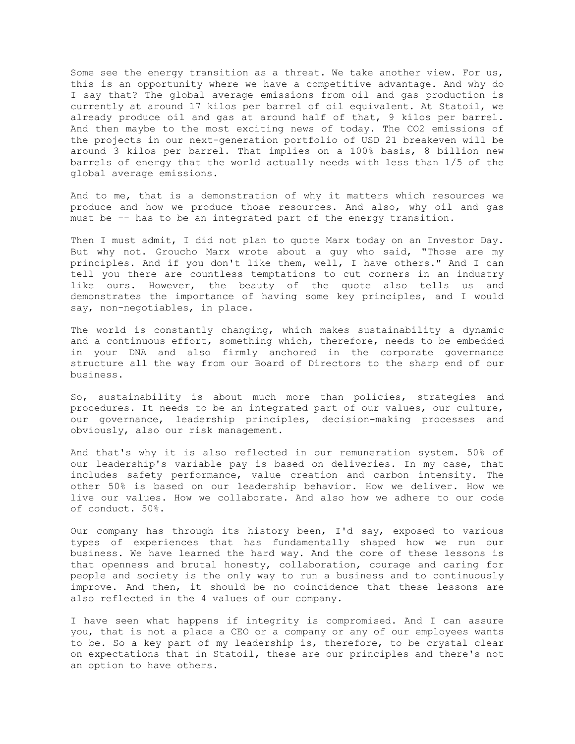Some see the energy transition as a threat. We take another view. For us, this is an opportunity where we have a competitive advantage. And why do I say that? The global average emissions from oil and gas production is currently at around 17 kilos per barrel of oil equivalent. At Statoil, we already produce oil and gas at around half of that, 9 kilos per barrel. And then maybe to the most exciting news of today. The $CO_2$ emissions of the projects in our next-generation portfolio of USD 21 breakeven will be around 3 kilos per barrel. That implies on a 100% basis, 8 billion new barrels of energy that the world actually needs with less than 1/5 of the global average emissions.

And to me, that is a demonstration of why it matters which resources we produce and how we produce those resources. And also, why oil and gas must be -- has to be an integrated part of the energy transition.

Then I must admit, I did not plan to quote Marx today on an Investor Day. But why not. Groucho Marx wrote about a guy who said, "Those are my principles. And if you don't like them, well, I have others." And I can tell you there are countless temptations to cut corners in an industry like ours. However, the beauty of the quote also tells us and demonstrates the importance of having some key principles, and I would say, non-negotiables, in place.

The world is constantly changing, which makes sustainability a dynamic and a continuous effort, something which, therefore, needs to be embedded in your DNA and also firmly anchored in the corporate governance structure all the way from our Board of Directors to the sharp end of our business.

So, sustainability is about much more than policies, strategies and procedures. It needs to be an integrated part of our values, our culture, our governance, leadership principles, decision-making processes and obviously, also our risk management.

And that's why it is also reflected in our remuneration system. 50% of our leadership's variable pay is based on deliveries. In my case, that includes safety performance, value creation and carbon intensity. The other 50% is based on our leadership behavior. How we deliver. How we live our values. How we collaborate. And also how we adhere to our code of conduct. 50%.

Our company has through its history been, I'd say, exposed to various types of experiences that has fundamentally shaped how we run our business. We have learned the hard way. And the core of these lessons is that openness and brutal honesty, collaboration, courage and caring for people and society is the only way to run a business and to continuously improve. And then, it should be no coincidence that these lessons are also reflected in the 4 values of our company.

I have seen what happens if integrity is compromised. And I can assure you, that is not a place a CEO or a company or any of our employees wants to be. So a key part of my leadership is, therefore, to be crystal clear on expectations that in Statoil, these are our principles and there's not an option to have others.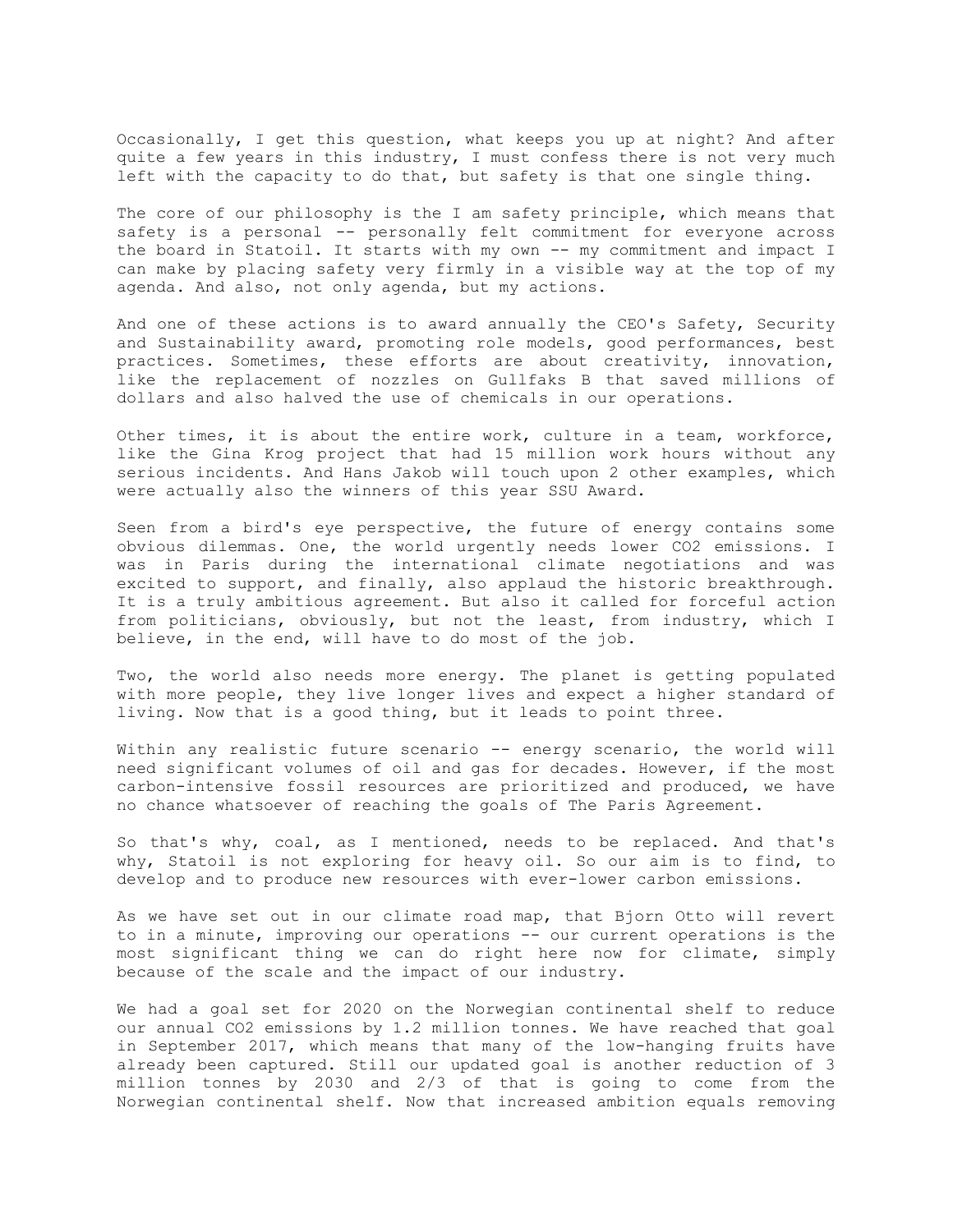Occasionally, I get this question, what keeps you up at night? And after quite a few years in this industry, I must confess there is not very much left with the capacity to do that, but safety is that one single thing.

The core of our philosophy is the I am safety principle, which means that safety is a personal -- personally felt commitment for everyone across the board in Statoil. It starts with my own -- my commitment and impact I can make by placing safety very firmly in a visible way at the top of my agenda. And also, not only agenda, but my actions.

And one of these actions is to award annually the CEO's Safety, Security and Sustainability award, promoting role models, good performances, best practices. Sometimes, these efforts are about creativity, innovation, like the replacement of nozzles on Gullfaks B that saved millions of dollars and also halved the use of chemicals in our operations.

Other times, it is about the entire work, culture in a team, workforce, like the Gina Krog project that had 15 million work hours without any serious incidents. And Hans Jakob will touch upon 2 other examples, which were actually also the winners of this year SSU Award.

Seen from a bird's eye perspective, the future of energy contains some obvious dilemmas. One, the world urgently needs lower $CO_2$ emissions. I was in Paris during the international climate negotiations and was excited to support, and finally, also applaud the historic breakthrough. It is a truly ambitious agreement. But also it called for forceful action from politicians, obviously, but not the least, from industry, which I believe, in the end, will have to do most of the job.

Two, the world also needs more energy. The planet is getting populated with more people, they live longer lives and expect a higher standard of living. Now that is a good thing, but it leads to point three.

Within any realistic future scenario -- energy scenario, the world will need significant volumes of oil and gas for decades. However, if the most carbon-intensive fossil resources are prioritized and produced, we have no chance whatsoever of reaching the goals of The Paris Agreement.

So that's why, coal, as I mentioned, needs to be replaced. And that's why, Statoil is not exploring for heavy oil. So our aim is to find, to develop and to produce new resources with ever-lower carbon emissions.

As we have set out in our climate road map, that Bjorn Otto will revert to in a minute, improving our operations -- our current operations is the most significant thing we can do right here now for climate, simply because of the scale and the impact of our industry.

We had a goal set for 2020 on the Norwegian continental shelf to reduce our annual $CO_2$ emissions by 1.2 million tonnes. We have reached that goal in September 2017, which means that many of the low-hanging fruits have already been captured. Still our updated goal is another reduction of 3 million tonnes by 2030 and 2/3 of that is going to come from the Norwegian continental shelf. Now that increased ambition equals removing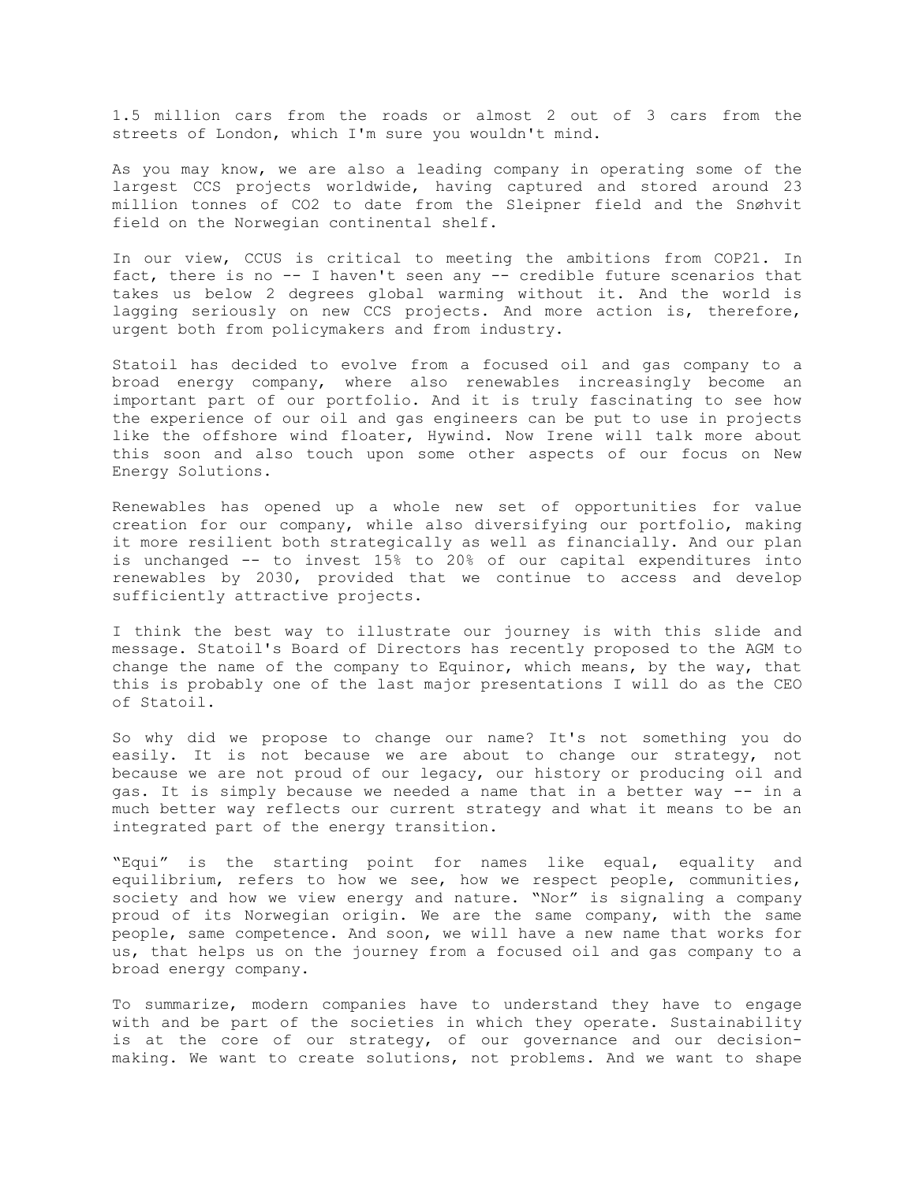1.5 million cars from the roads or almost 2 out of 3 cars from the streets of London, which I'm sure you wouldn't mind.

As you may know, we are also a leading company in operating some of the largest CCS projects worldwide, having captured and stored around 23 million tonnes of $CO_2$ to date from the Sleipner field and the Snøhvit field on the Norwegian continental shelf.

In our view, CCUS is critical to meeting the ambitions from COP21. In fact, there is no -- I haven't seen any -- credible future scenarios that takes us below 2 degrees global warming without it. And the world is lagging seriously on new CCS projects. And more action is, therefore, urgent both from policymakers and from industry.

Statoil has decided to evolve from a focused oil and gas company to a broad energy company, where also renewables increasingly become an important part of our portfolio. And it is truly fascinating to see how the experience of our oil and gas engineers can be put to use in projects like the offshore wind floater, Hywind. Now Irene will talk more about this soon and also touch upon some other aspects of our focus on New Energy Solutions.

Renewables has opened up a whole new set of opportunities for value creation for our company, while also diversifying our portfolio, making it more resilient both strategically as well as financially. And our plan is unchanged -- to invest 15% to 20% of our capital expenditures into renewables by 2030, provided that we continue to access and develop sufficiently attractive projects.

I think the best way to illustrate our journey is with this slide and message. Statoil's Board of Directors has recently proposed to the AGM to change the name of the company to Equinor, which means, by the way, that this is probably one of the last major presentations I will do as the CEO of Statoil.

So why did we propose to change our name? It's not something you do easily. It is not because we are about to change our strategy, not because we are not proud of our legacy, our history or producing oil and gas. It is simply because we needed a name that in a better way -- in a much better way reflects our current strategy and what it means to be an integrated part of the energy transition.

"Equi" is the starting point for names like equal, equality and equilibrium, refers to how we see, how we respect people, communities, society and how we view energy and nature. "Nor" is signaling a company proud of its Norwegian origin. We are the same company, with the same people, same competence. And soon, we will have a new name that works for us, that helps us on the journey from a focused oil and gas company to a broad energy company.

To summarize, modern companies have to understand they have to engage with and be part of the societies in which they operate. Sustainability is at the core of our strategy, of our governance and our decision-making. We want to create solutions, not problems. And we want to shape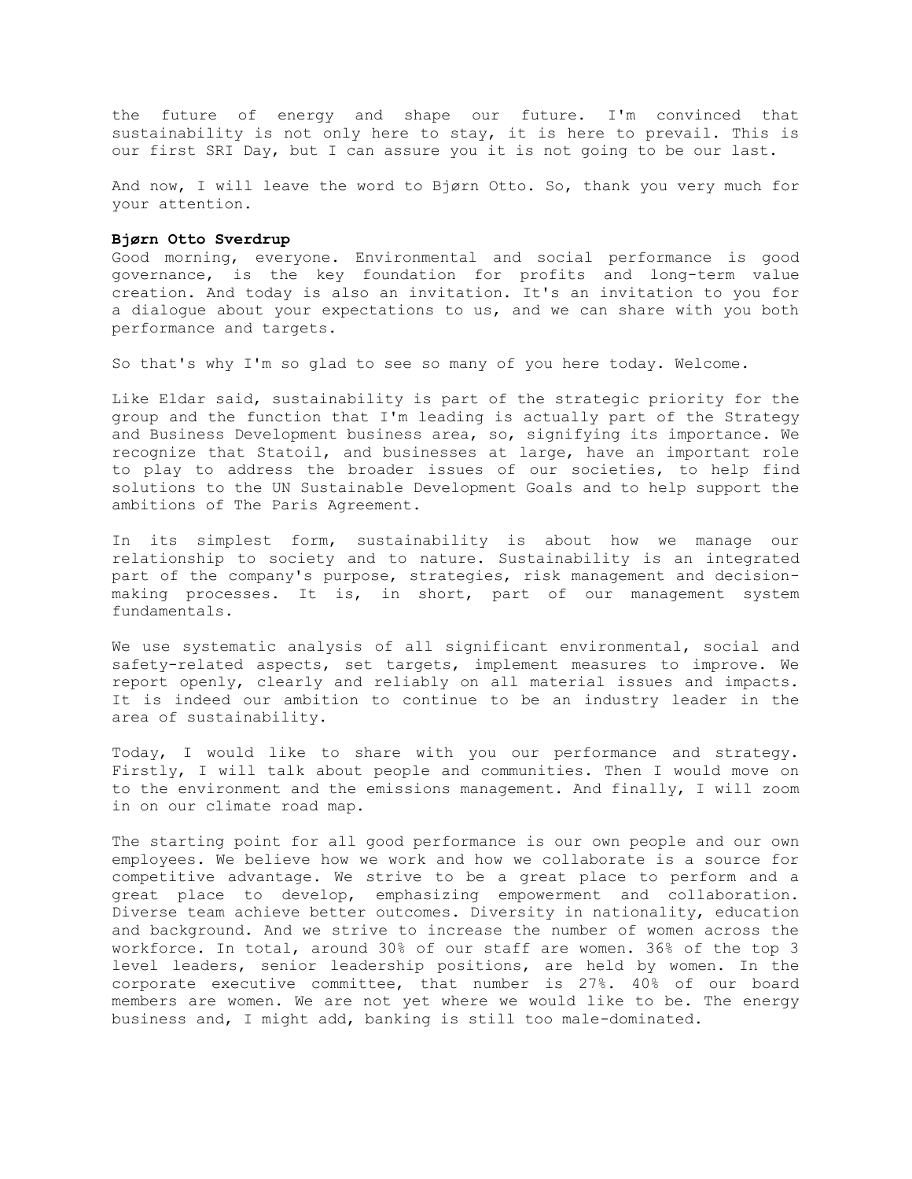the future of energy and shape our future. I'm convinced that sustainability is not only here to stay, it is here to prevail. This is our first SRI Day, but I can assure you it is not going to be our last.

And now, I will leave the word to Bjørn Otto. So, thank you very much for your attention.

**Bjørn Otto Sverdrup**
Good morning, everyone. Environmental and social performance is good governance, is the key foundation for profits and long-term value creation. And today is also an invitation. It's an invitation to you for a dialogue about your expectations to us, and we can share with you both performance and targets.

So that's why I'm so glad to see so many of you here today. Welcome.

Like Eldar said, sustainability is part of the strategic priority for the group and the function that I'm leading is actually part of the Strategy and Business Development business area, so, signifying its importance. We recognize that Statoil, and businesses at large, have an important role to play to address the broader issues of our societies, to help find solutions to the UN Sustainable Development Goals and to help support the ambitions of The Paris Agreement.

In its simplest form, sustainability is about how we manage our relationship to society and to nature. Sustainability is an integrated part of the company's purpose, strategies, risk management and decision-making processes. It is, in short, part of our management system fundamentals.

We use systematic analysis of all significant environmental, social and safety-related aspects, set targets, implement measures to improve. We report openly, clearly and reliably on all material issues and impacts. It is indeed our ambition to continue to be an industry leader in the area of sustainability.

Today, I would like to share with you our performance and strategy. Firstly, I will talk about people and communities. Then I would move on to the environment and the emissions management. And finally, I will zoom in on our climate road map.

The starting point for all good performance is our own people and our own employees. We believe how we work and how we collaborate is a source for competitive advantage. We strive to be a great place to perform and a great place to develop, emphasizing empowerment and collaboration. Diverse team achieve better outcomes. Diversity in nationality, education and background. And we strive to increase the number of women across the workforce. In total, around 30% of our staff are women. 36% of the top 3 level leaders, senior leadership positions, are held by women. In the corporate executive committee, that number is 27%. 40% of our board members are women. We are not yet where we would like to be. The energy business and, I might add, banking is still too male-dominated.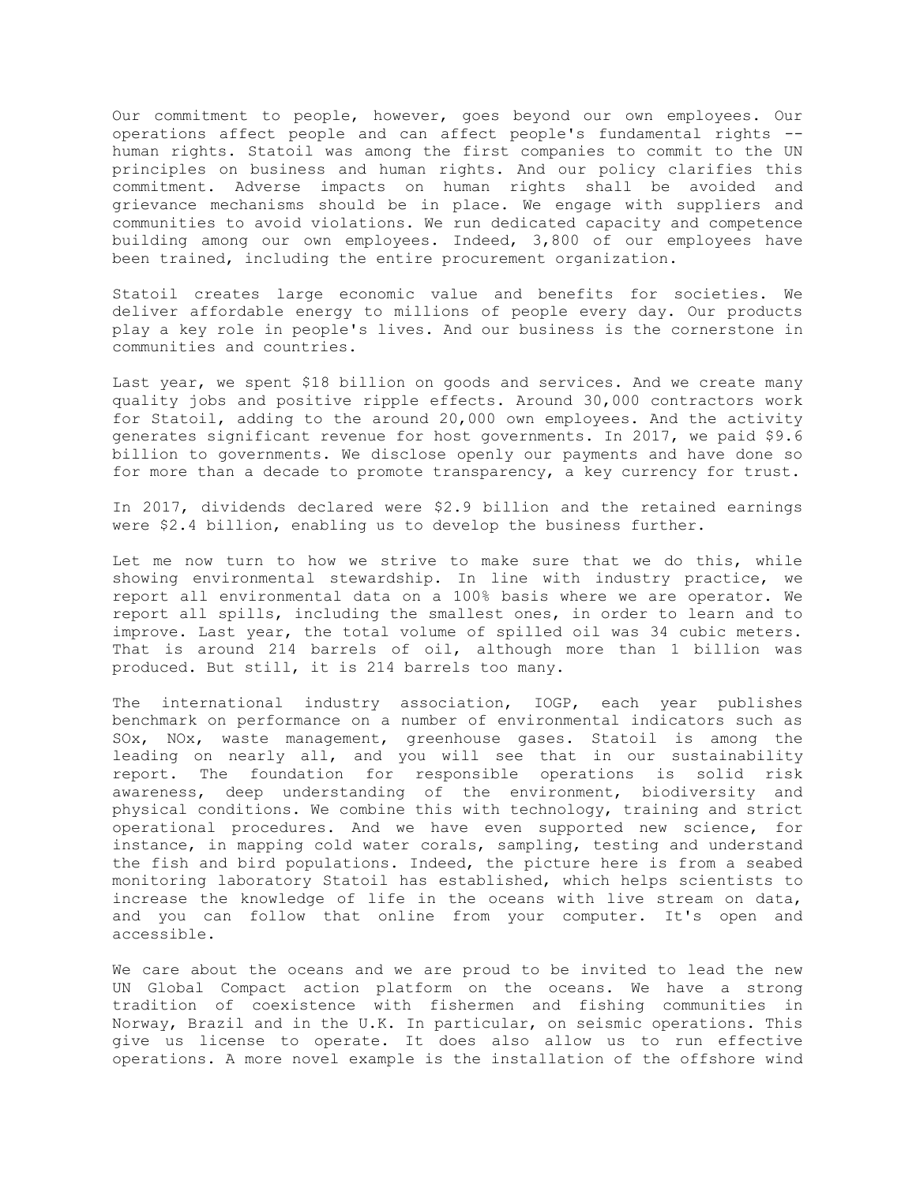Our commitment to people, however, goes beyond our own employees. Our operations affect people and can affect people's fundamental rights -- human rights. Statoil was among the first companies to commit to the UN principles on business and human rights. And our policy clarifies this commitment. Adverse impacts on human rights shall be avoided and grievance mechanisms should be in place. We engage with suppliers and communities to avoid violations. We run dedicated capacity and competence building among our own employees. Indeed, 3,800 of our employees have been trained, including the entire procurement organization.

Statoil creates large economic value and benefits for societies. We deliver affordable energy to millions of people every day. Our products play a key role in people's lives. And our business is the cornerstone in communities and countries.

Last year, we spent $18 billion on goods and services. And we create many quality jobs and positive ripple effects. Around 30,000 contractors work for Statoil, adding to the around 20,000 own employees. And the activity generates significant revenue for host governments. In 2017, we paid $9.6 billion to governments. We disclose openly our payments and have done so for more than a decade to promote transparency, a key currency for trust.

In 2017, dividends declared were $2.9 billion and the retained earnings were $2.4 billion, enabling us to develop the business further.

Let me now turn to how we strive to make sure that we do this, while showing environmental stewardship. In line with industry practice, we report all environmental data on a 100% basis where we are operator. We report all spills, including the smallest ones, in order to learn and to improve. Last year, the total volume of spilled oil was 34 cubic meters. That is around 214 barrels of oil, although more than 1 billion was produced. But still, it is 214 barrels too many.

The international industry association, IOGP, each year publishes benchmark on performance on a number of environmental indicators such as SOx, NOx, waste management, greenhouse gases. Statoil is among the leading on nearly all, and you will see that in our sustainability report. The foundation for responsible operations is solid risk awareness, deep understanding of the environment, biodiversity and physical conditions. We combine this with technology, training and strict operational procedures. And we have even supported new science, for instance, in mapping cold water corals, sampling, testing and understand the fish and bird populations. Indeed, the picture here is from a seabed monitoring laboratory Statoil has established, which helps scientists to increase the knowledge of life in the oceans with live stream on data, and you can follow that online from your computer. It's open and accessible.

We care about the oceans and we are proud to be invited to lead the new UN Global Compact action platform on the oceans. We have a strong tradition of coexistence with fishermen and fishing communities in Norway, Brazil and in the U.K. In particular, on seismic operations. This give us license to operate. It does also allow us to run effective operations. A more novel example is the installation of the offshore wind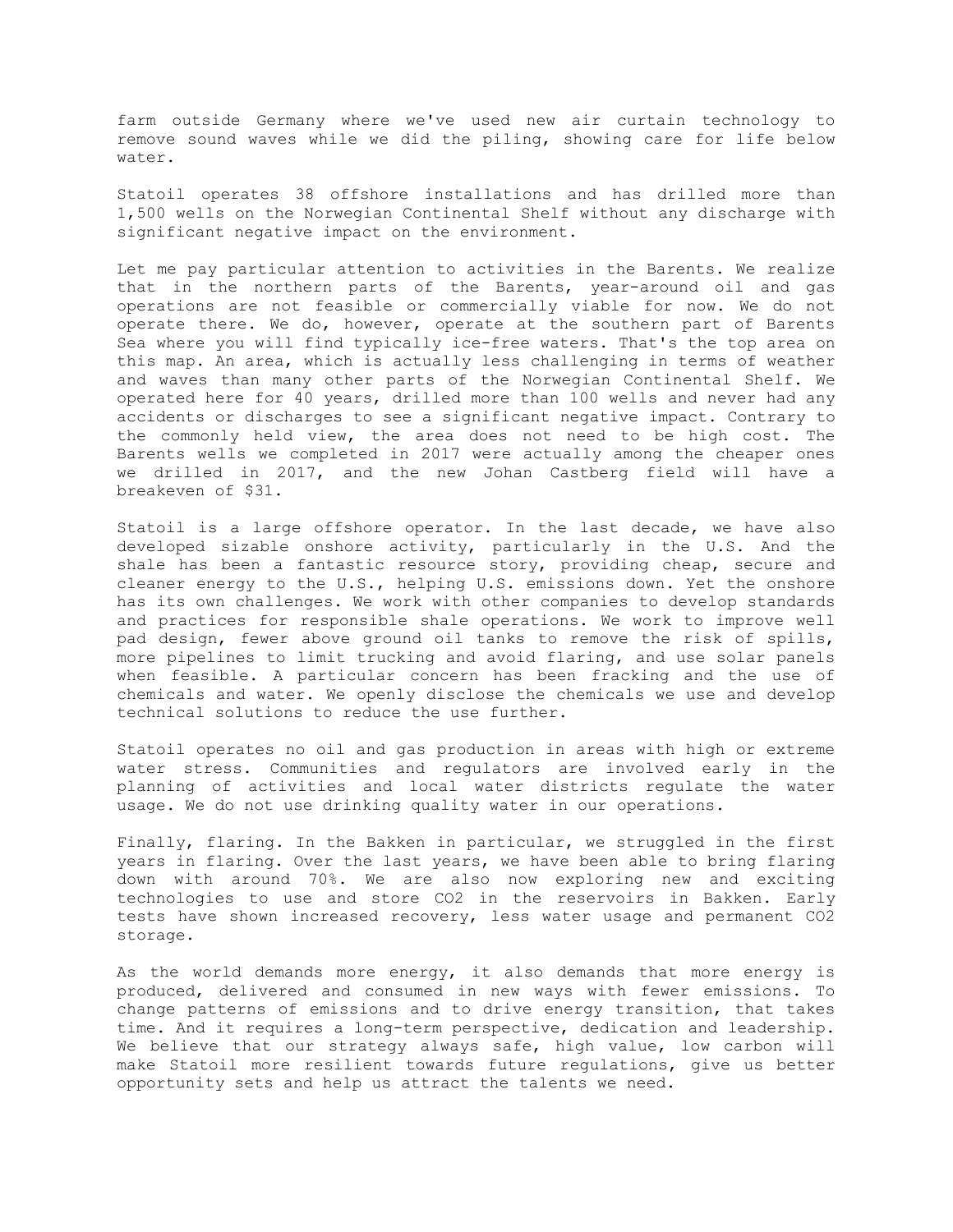farm outside Germany where we've used new air curtain technology to remove sound waves while we did the piling, showing care for life below water.

Statoil operates 38 offshore installations and has drilled more than 1,500 wells on the Norwegian Continental Shelf without any discharge with significant negative impact on the environment.

Let me pay particular attention to activities in the Barents. We realize that in the northern parts of the Barents, year-around oil and gas operations are not feasible or commercially viable for now. We do not operate there. We do, however, operate at the southern part of Barents Sea where you will find typically ice-free waters. That's the top area on this map. An area, which is actually less challenging in terms of weather and waves than many other parts of the Norwegian Continental Shelf. We operated here for 40 years, drilled more than 100 wells and never had any accidents or discharges to see a significant negative impact. Contrary to the commonly held view, the area does not need to be high cost. The Barents wells we completed in 2017 were actually among the cheaper ones we drilled in 2017, and the new Johan Castberg field will have a breakeven of $31.

Statoil is a large offshore operator. In the last decade, we have also developed sizable onshore activity, particularly in the U.S. And the shale has been a fantastic resource story, providing cheap, secure and cleaner energy to the U.S., helping U.S. emissions down. Yet the onshore has its own challenges. We work with other companies to develop standards and practices for responsible shale operations. We work to improve well pad design, fewer above ground oil tanks to remove the risk of spills, more pipelines to limit trucking and avoid flaring, and use solar panels when feasible. A particular concern has been fracking and the use of chemicals and water. We openly disclose the chemicals we use and develop technical solutions to reduce the use further.

Statoil operates no oil and gas production in areas with high or extreme water stress. Communities and regulators are involved early in the planning of activities and local water districts regulate the water usage. We do not use drinking quality water in our operations.

Finally, flaring. In the Bakken in particular, we struggled in the first years in flaring. Over the last years, we have been able to bring flaring down with around 70%. We are also now exploring new and exciting technologies to use and store $CO_2$ in the reservoirs in Bakken. Early tests have shown increased recovery, less water usage and permanent $CO_2$ storage.

As the world demands more energy, it also demands that more energy is produced, delivered and consumed in new ways with fewer emissions. To change patterns of emissions and to drive energy transition, that takes time. And it requires a long-term perspective, dedication and leadership. We believe that our strategy always safe, high value, low carbon will make Statoil more resilient towards future regulations, give us better opportunity sets and help us attract the talents we need.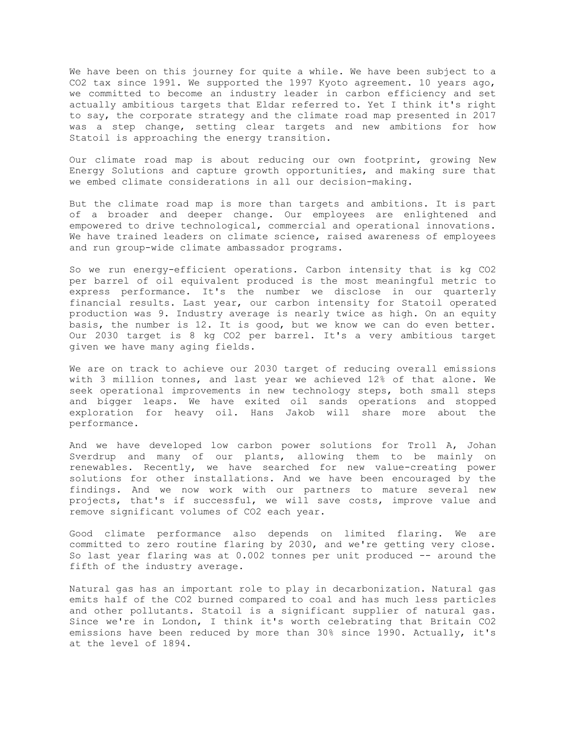We have been on this journey for quite a while. We have been subject to a $CO_2$ tax since 1991. We supported the 1997 Kyoto agreement. 10 years ago, we committed to become an industry leader in carbon efficiency and set actually ambitious targets that Eldar referred to. Yet I think it's right to say, the corporate strategy and the climate road map presented in 2017 was a step change, setting clear targets and new ambitions for how Statoil is approaching the energy transition.

Our climate road map is about reducing our own footprint, growing New Energy Solutions and capture growth opportunities, and making sure that we embed climate considerations in all our decision-making.

But the climate road map is more than targets and ambitions. It is part of a broader and deeper change. Our employees are enlightened and empowered to drive technological, commercial and operational innovations. We have trained leaders on climate science, raised awareness of employees and run group-wide climate ambassador programs.

So we run energy-efficient operations. Carbon intensity that is kg $CO_2$ per barrel of oil equivalent produced is the most meaningful metric to express performance. It's the number we disclose in our quarterly financial results. Last year, our carbon intensity for Statoil operated production was 9. Industry average is nearly twice as high. On an equity basis, the number is 12. It is good, but we know we can do even better. Our 2030 target is 8 kg $CO_2$ per barrel. It's a very ambitious target given we have many aging fields.

We are on track to achieve our 2030 target of reducing overall emissions with 3 million tonnes, and last year we achieved 12% of that alone. We seek operational improvements in new technology steps, both small steps and bigger leaps. We have exited oil sands operations and stopped exploration for heavy oil. Hans Jakob will share more about the performance.

And we have developed low carbon power solutions for Troll A, Johan Sverdrup and many of our plants, allowing them to be mainly on renewables. Recently, we have searched for new value-creating power solutions for other installations. And we have been encouraged by the findings. And we now work with our partners to mature several new projects, that's if successful, we will save costs, improve value and remove significant volumes of $CO_2$ each year.

Good climate performance also depends on limited flaring. We are committed to zero routine flaring by 2030, and we're getting very close. So last year flaring was at 0.002 tonnes per unit produced -- around the fifth of the industry average.

Natural gas has an important role to play in decarbonization. Natural gas emits half of the $CO_2$ burned compared to coal and has much less particles and other pollutants. Statoil is a significant supplier of natural gas. Since we're in London, I think it's worth celebrating that Britain $CO_2$ emissions have been reduced by more than 30% since 1990. Actually, it's at the level of 1894.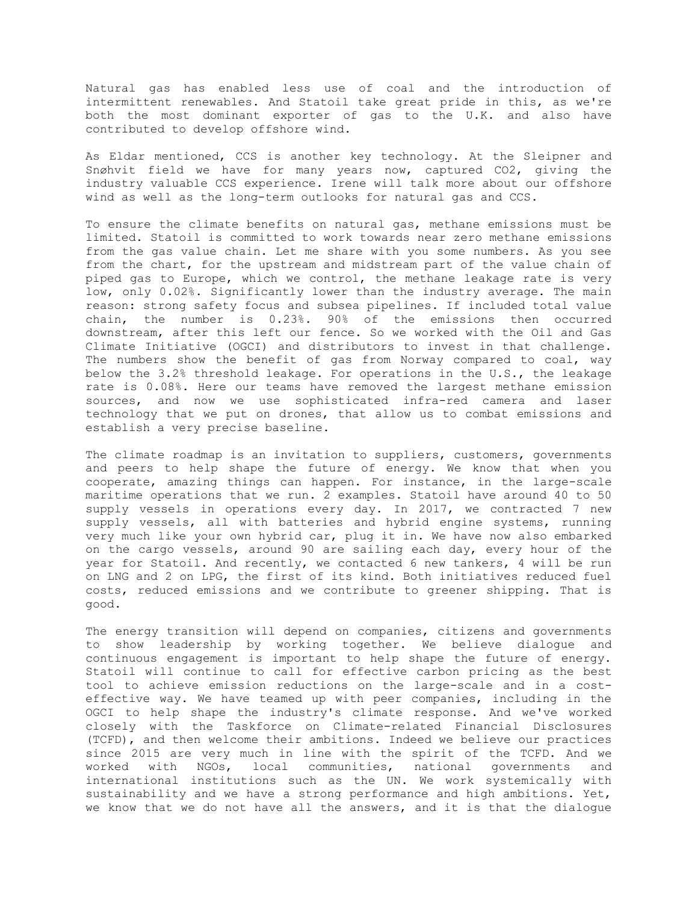Natural gas has enabled less use of coal and the introduction of intermittent renewables. And Statoil take great pride in this, as we're both the most dominant exporter of gas to the U.K. and also have contributed to develop offshore wind.

As Eldar mentioned, CCS is another key technology. At the Sleipner and Snøhvit field we have for many years now, captured $CO_2$, giving the industry valuable CCS experience. Irene will talk more about our offshore wind as well as the long-term outlooks for natural gas and CCS.

To ensure the climate benefits on natural gas, methane emissions must be limited. Statoil is committed to work towards near zero methane emissions from the gas value chain. Let me share with you some numbers. As you see from the chart, for the upstream and midstream part of the value chain of piped gas to Europe, which we control, the methane leakage rate is very low, only 0.02%. Significantly lower than the industry average. The main reason: strong safety focus and subsea pipelines. If included total value chain, the number is 0.23%. 90% of the emissions then occurred downstream, after this left our fence. So we worked with the Oil and Gas Climate Initiative (OGCI) and distributors to invest in that challenge. The numbers show the benefit of gas from Norway compared to coal, way below the 3.2% threshold leakage. For operations in the U.S., the leakage rate is 0.08%. Here our teams have removed the largest methane emission sources, and now we use sophisticated infra-red camera and laser technology that we put on drones, that allow us to combat emissions and establish a very precise baseline.

The climate roadmap is an invitation to suppliers, customers, governments and peers to help shape the future of energy. We know that when you cooperate, amazing things can happen. For instance, in the large-scale maritime operations that we run. 2 examples. Statoil have around 40 to 50 supply vessels in operations every day. In 2017, we contracted 7 new supply vessels, all with batteries and hybrid engine systems, running very much like your own hybrid car, plug it in. We have now also embarked on the cargo vessels, around 90 are sailing each day, every hour of the year for Statoil. And recently, we contacted 6 new tankers, 4 will be run on LNG and 2 on LPG, the first of its kind. Both initiatives reduced fuel costs, reduced emissions and we contribute to greener shipping. That is good.

The energy transition will depend on companies, citizens and governments to show leadership by working together. We believe dialogue and continuous engagement is important to help shape the future of energy. Statoil will continue to call for effective carbon pricing as the best tool to achieve emission reductions on the large-scale and in a cost-effective way. We have teamed up with peer companies, including in the OGCI to help shape the industry's climate response. And we've worked closely with the Taskforce on Climate-related Financial Disclosures (TCFD), and then welcome their ambitions. Indeed we believe our practices since 2015 are very much in line with the spirit of the TCFD. And we worked with NGOs, local communities, national governments and international institutions such as the UN. We work systemically with sustainability and we have a strong performance and high ambitions. Yet, we know that we do not have all the answers, and it is that the dialogue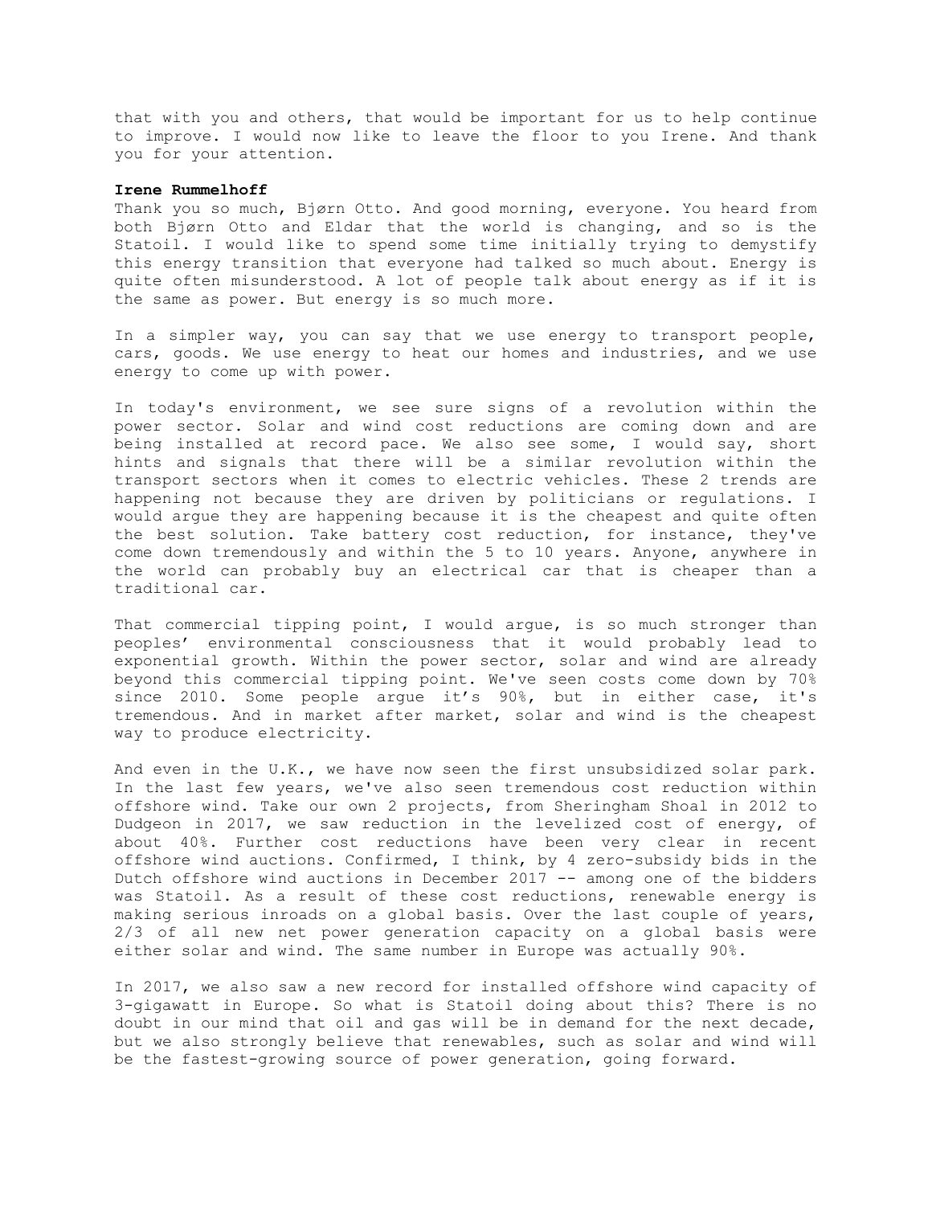that with you and others, that would be important for us to help continue to improve. I would now like to leave the floor to you Irene. And thank you for your attention.

**Irene Rummelhoff**

Thank you so much, Bjørn Otto. And good morning, everyone. You heard from both Bjørn Otto and Eldar that the world is changing, and so is the Statoil. I would like to spend some time initially trying to demystify this energy transition that everyone had talked so much about. Energy is quite often misunderstood. A lot of people talk about energy as if it is the same as power. But energy is so much more.

In a simpler way, you can say that we use energy to transport people, cars, goods. We use energy to heat our homes and industries, and we use energy to come up with power.

In today's environment, we see sure signs of a revolution within the power sector. Solar and wind cost reductions are coming down and are being installed at record pace. We also see some, I would say, short hints and signals that there will be a similar revolution within the transport sectors when it comes to electric vehicles. These 2 trends are happening not because they are driven by politicians or regulations. I would argue they are happening because it is the cheapest and quite often the best solution. Take battery cost reduction, for instance, they've come down tremendously and within the 5 to 10 years. Anyone, anywhere in the world can probably buy an electrical car that is cheaper than a traditional car.

That commercial tipping point, I would argue, is so much stronger than peoples' environmental consciousness that it would probably lead to exponential growth. Within the power sector, solar and wind are already beyond this commercial tipping point. We've seen costs come down by 70% since 2010. Some people argue it's 90%, but in either case, it's tremendous. And in market after market, solar and wind is the cheapest way to produce electricity.

And even in the U.K., we have now seen the first unsubsidized solar park. In the last few years, we've also seen tremendous cost reduction within offshore wind. Take our own 2 projects, from Sheringham Shoal in 2012 to Dudgeon in 2017, we saw reduction in the levelized cost of energy, of about 40%. Further cost reductions have been very clear in recent offshore wind auctions. Confirmed, I think, by 4 zero-subsidy bids in the Dutch offshore wind auctions in December 2017 -- among one of the bidders was Statoil. As a result of these cost reductions, renewable energy is making serious inroads on a global basis. Over the last couple of years, 2/3 of all new net power generation capacity on a global basis were either solar and wind. The same number in Europe was actually 90%.

In 2017, we also saw a new record for installed offshore wind capacity of 3-gigawatt in Europe. So what is Statoil doing about this? There is no doubt in our mind that oil and gas will be in demand for the next decade, but we also strongly believe that renewables, such as solar and wind will be the fastest-growing source of power generation, going forward.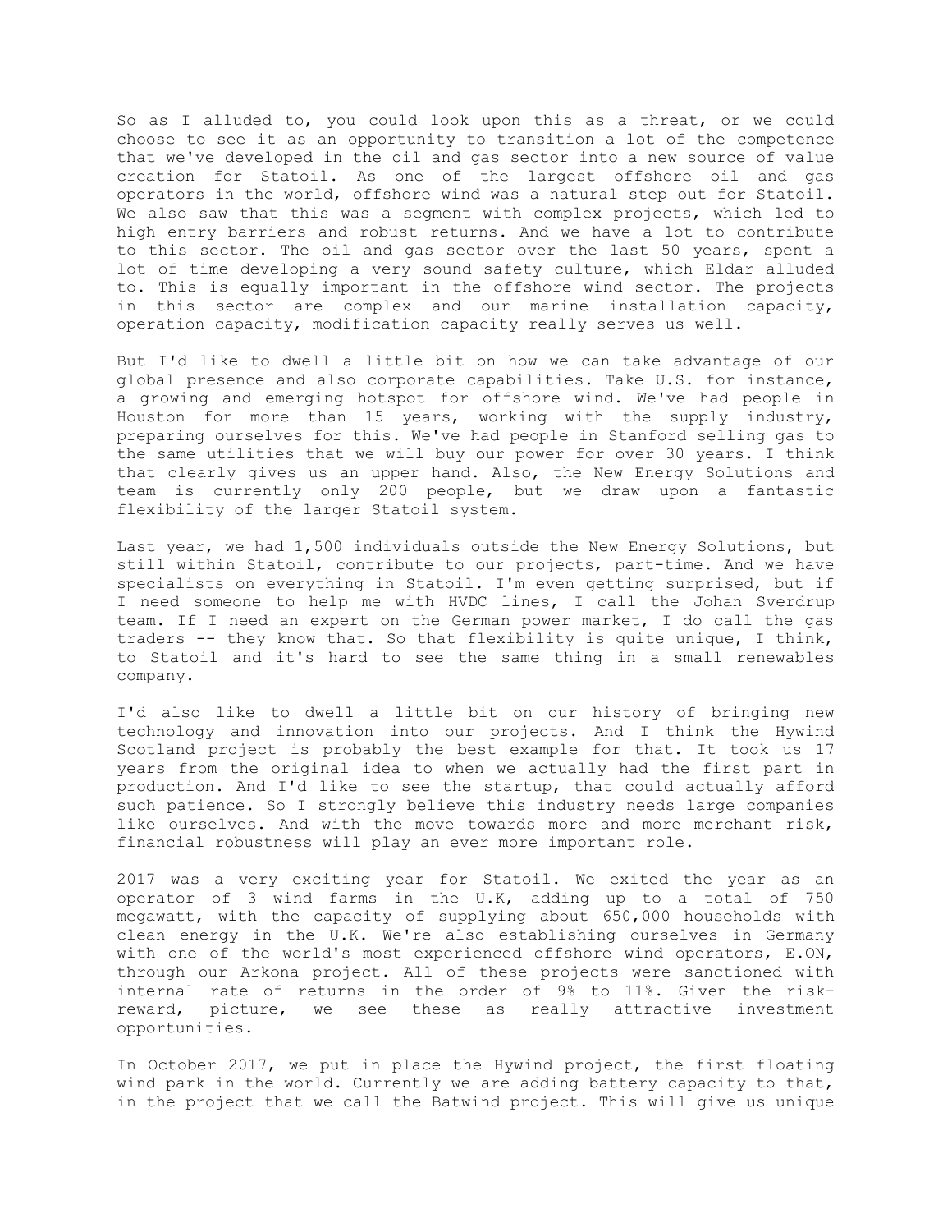So as I alluded to, you could look upon this as a threat, or we could choose to see it as an opportunity to transition a lot of the competence that we've developed in the oil and gas sector into a new source of value creation for Statoil. As one of the largest offshore oil and gas operators in the world, offshore wind was a natural step out for Statoil. We also saw that this was a segment with complex projects, which led to high entry barriers and robust returns. And we have a lot to contribute to this sector. The oil and gas sector over the last 50 years, spent a lot of time developing a very sound safety culture, which Eldar alluded to. This is equally important in the offshore wind sector. The projects in this sector are complex and our marine installation capacity, operation capacity, modification capacity really serves us well.

But I'd like to dwell a little bit on how we can take advantage of our global presence and also corporate capabilities. Take U.S. for instance, a growing and emerging hotspot for offshore wind. We've had people in Houston for more than 15 years, working with the supply industry, preparing ourselves for this. We've had people in Stanford selling gas to the same utilities that we will buy our power for over 30 years. I think that clearly gives us an upper hand. Also, the New Energy Solutions and team is currently only 200 people, but we draw upon a fantastic flexibility of the larger Statoil system.

Last year, we had 1,500 individuals outside the New Energy Solutions, but still within Statoil, contribute to our projects, part-time. And we have specialists on everything in Statoil. I'm even getting surprised, but if I need someone to help me with HVDC lines, I call the Johan Sverdrup team. If I need an expert on the German power market, I do call the gas traders -- they know that. So that flexibility is quite unique, I think, to Statoil and it's hard to see the same thing in a small renewables company.

I'd also like to dwell a little bit on our history of bringing new technology and innovation into our projects. And I think the Hywind Scotland project is probably the best example for that. It took us 17 years from the original idea to when we actually had the first part in production. And I'd like to see the startup, that could actually afford such patience. So I strongly believe this industry needs large companies like ourselves. And with the move towards more and more merchant risk, financial robustness will play an ever more important role.

2017 was a very exciting year for Statoil. We exited the year as an operator of 3 wind farms in the U.K, adding up to a total of 750 megawatt, with the capacity of supplying about 650,000 households with clean energy in the U.K. We're also establishing ourselves in Germany with one of the world's most experienced offshore wind operators, E.ON, through our Arkona project. All of these projects were sanctioned with internal rate of returns in the order of 9% to 11%. Given the risk-reward, picture, we see these as really attractive investment opportunities.

In October 2017, we put in place the Hywind project, the first floating wind park in the world. Currently we are adding battery capacity to that, in the project that we call the Batwind project. This will give us unique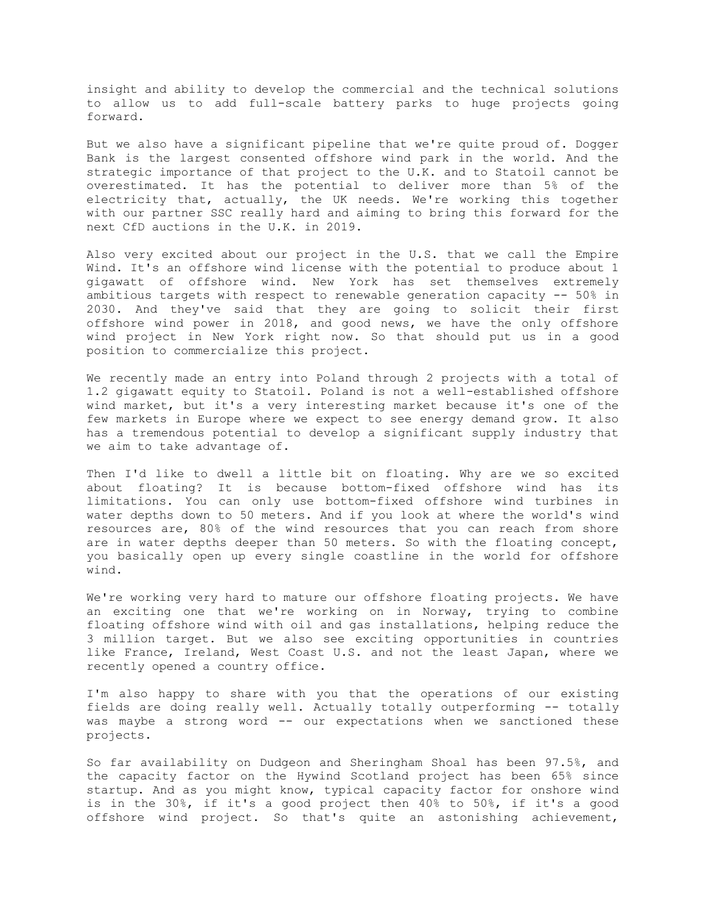insight and ability to develop the commercial and the technical solutions to allow us to add full-scale battery parks to huge projects going forward.

But we also have a significant pipeline that we're quite proud of. Dogger Bank is the largest consented offshore wind park in the world. And the strategic importance of that project to the U.K. and to Statoil cannot be overestimated. It has the potential to deliver more than 5% of the electricity that, actually, the UK needs. We're working this together with our partner SSC really hard and aiming to bring this forward for the next CfD auctions in the U.K. in 2019.

Also very excited about our project in the U.S. that we call the Empire Wind. It's an offshore wind license with the potential to produce about 1 gigawatt of offshore wind. New York has set themselves extremely ambitious targets with respect to renewable generation capacity -- 50% in 2030. And they've said that they are going to solicit their first offshore wind power in 2018, and good news, we have the only offshore wind project in New York right now. So that should put us in a good position to commercialize this project.

We recently made an entry into Poland through 2 projects with a total of 1.2 gigawatt equity to Statoil. Poland is not a well-established offshore wind market, but it's a very interesting market because it's one of the few markets in Europe where we expect to see energy demand grow. It also has a tremendous potential to develop a significant supply industry that we aim to take advantage of.

Then I'd like to dwell a little bit on floating. Why are we so excited about floating? It is because bottom-fixed offshore wind has its limitations. You can only use bottom-fixed offshore wind turbines in water depths down to 50 meters. And if you look at where the world's wind resources are, 80% of the wind resources that you can reach from shore are in water depths deeper than 50 meters. So with the floating concept, you basically open up every single coastline in the world for offshore wind.

We're working very hard to mature our offshore floating projects. We have an exciting one that we're working on in Norway, trying to combine floating offshore wind with oil and gas installations, helping reduce the 3 million target. But we also see exciting opportunities in countries like France, Ireland, West Coast U.S. and not the least Japan, where we recently opened a country office.

I'm also happy to share with you that the operations of our existing fields are doing really well. Actually totally outperforming -- totally was maybe a strong word -- our expectations when we sanctioned these projects.

So far availability on Dudgeon and Sheringham Shoal has been 97.5%, and the capacity factor on the Hywind Scotland project has been 65% since startup. And as you might know, typical capacity factor for onshore wind is in the 30%, if it's a good project then 40% to 50%, if it's a good offshore wind project. So that's quite an astonishing achievement,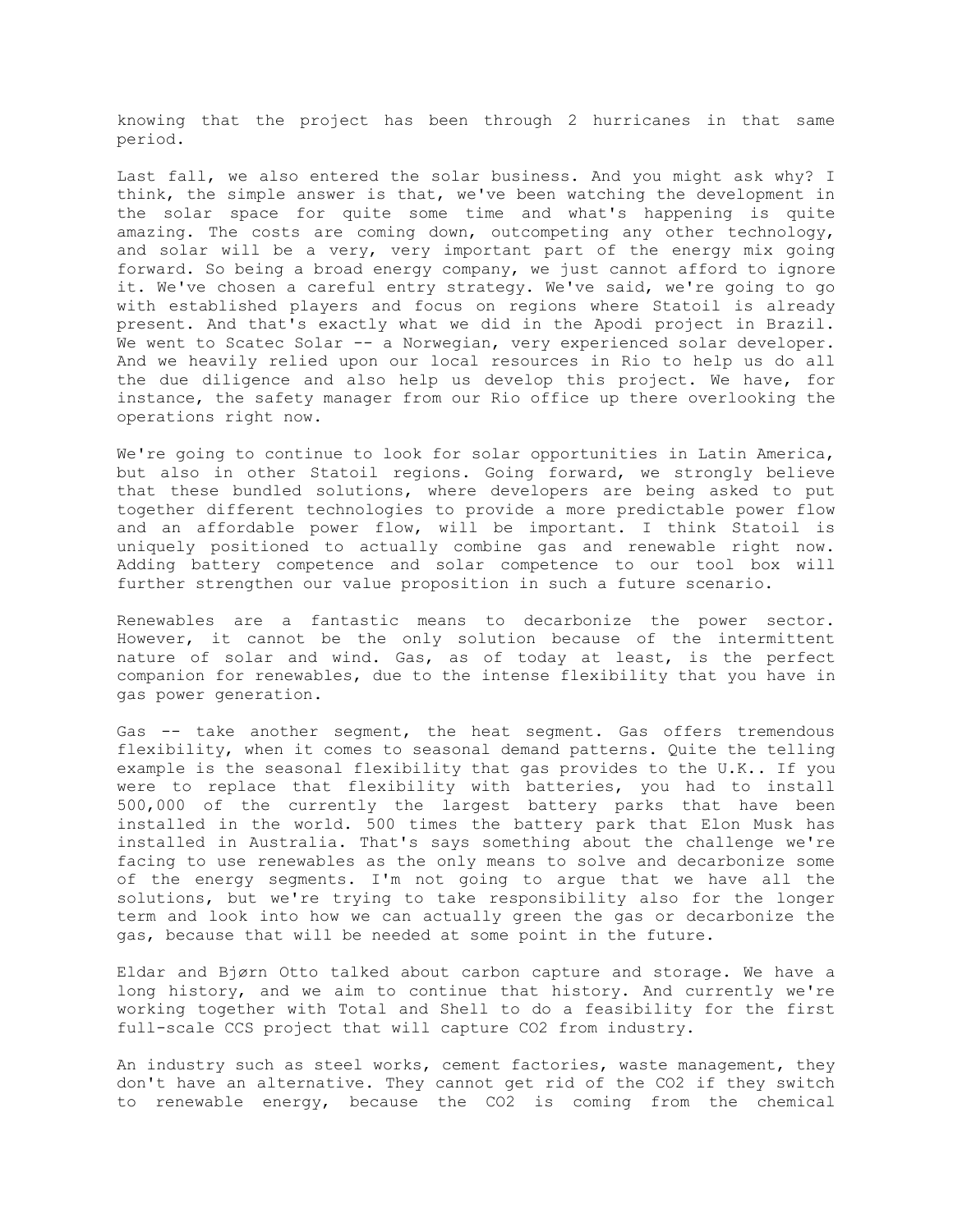knowing that the project has been through 2 hurricanes in that same period.

Last fall, we also entered the solar business. And you might ask why? I think, the simple answer is that, we've been watching the development in the solar space for quite some time and what's happening is quite amazing. The costs are coming down, outcompeting any other technology, and solar will be a very, very important part of the energy mix going forward. So being a broad energy company, we just cannot afford to ignore it. We've chosen a careful entry strategy. We've said, we're going to go with established players and focus on regions where Statoil is already present. And that's exactly what we did in the Apodi project in Brazil. We went to Scatec Solar -- a Norwegian, very experienced solar developer. And we heavily relied upon our local resources in Rio to help us do all the due diligence and also help us develop this project. We have, for instance, the safety manager from our Rio office up there overlooking the operations right now.

We're going to continue to look for solar opportunities in Latin America, but also in other Statoil regions. Going forward, we strongly believe that these bundled solutions, where developers are being asked to put together different technologies to provide a more predictable power flow and an affordable power flow, will be important. I think Statoil is uniquely positioned to actually combine gas and renewable right now. Adding battery competence and solar competence to our tool box will further strengthen our value proposition in such a future scenario.

Renewables are a fantastic means to decarbonize the power sector. However, it cannot be the only solution because of the intermittent nature of solar and wind. Gas, as of today at least, is the perfect companion for renewables, due to the intense flexibility that you have in gas power generation.

Gas -- take another segment, the heat segment. Gas offers tremendous flexibility, when it comes to seasonal demand patterns. Quite the telling example is the seasonal flexibility that gas provides to the U.K.. If you were to replace that flexibility with batteries, you had to install 500,000 of the currently the largest battery parks that have been installed in the world. 500 times the battery park that Elon Musk has installed in Australia. That's says something about the challenge we're facing to use renewables as the only means to solve and decarbonize some of the energy segments. I'm not going to argue that we have all the solutions, but we're trying to take responsibility also for the longer term and look into how we can actually green the gas or decarbonize the gas, because that will be needed at some point in the future.

Eldar and Bjørn Otto talked about carbon capture and storage. We have a long history, and we aim to continue that history. And currently we're working together with Total and Shell to do a feasibility for the first full-scale CCS project that will capture $CO_2$ from industry.

An industry such as steel works, cement factories, waste management, they don't have an alternative. They cannot get rid of the $CO_2$ if they switch to renewable energy, because the $CO_2$ is coming from the chemical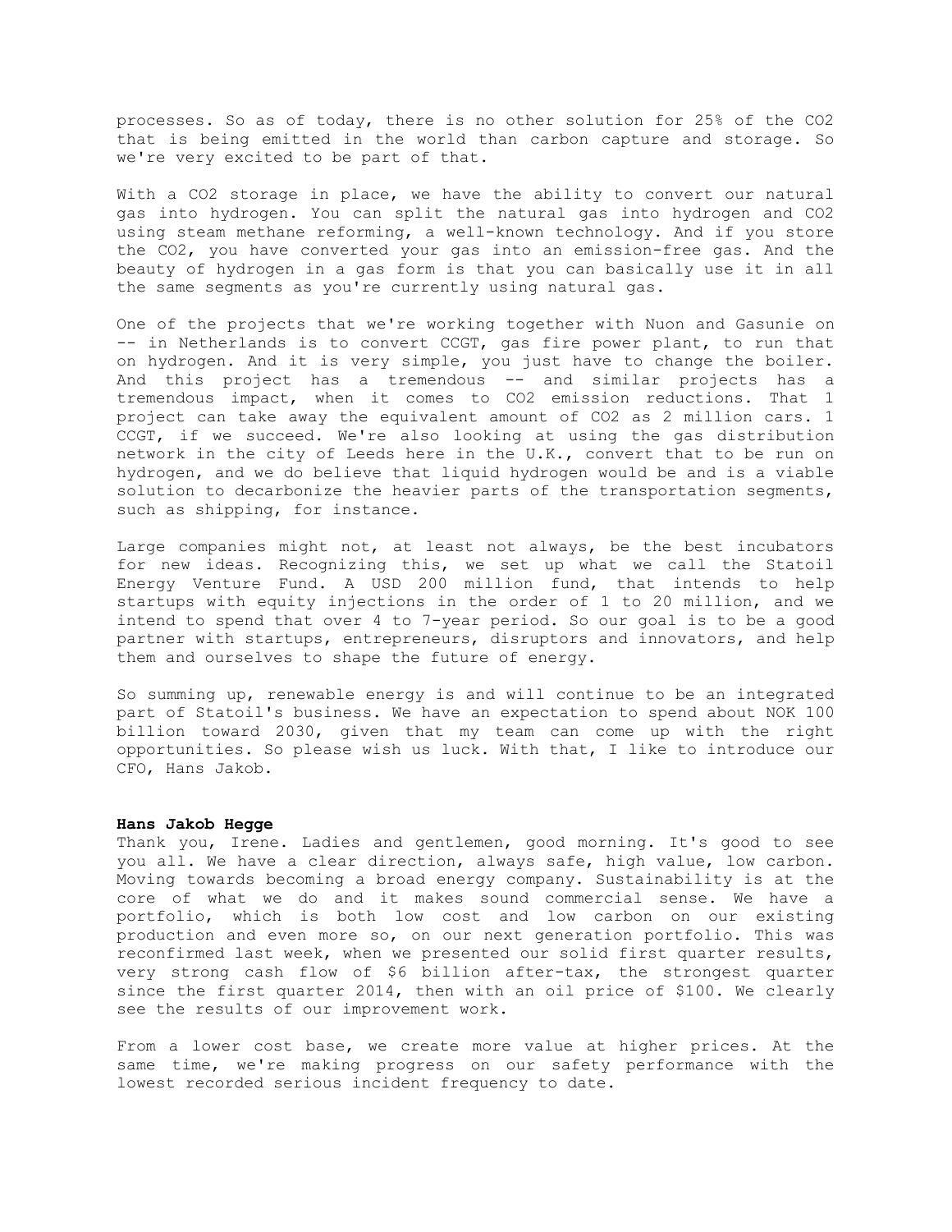processes. So as of today, there is no other solution for 25% of the $CO_2$ that is being emitted in the world than carbon capture and storage. So we're very excited to be part of that.

With a $CO_2$ storage in place, we have the ability to convert our natural gas into hydrogen. You can split the natural gas into hydrogen and $CO_2$ using steam methane reforming, a well-known technology. And if you store the $CO_2$, you have converted your gas into an emission-free gas. And the beauty of hydrogen in a gas form is that you can basically use it in all the same segments as you're currently using natural gas.

One of the projects that we're working together with Nuon and Gasunie on -- in Netherlands is to convert CCGT, gas fire power plant, to run that on hydrogen. And it is very simple, you just have to change the boiler. And this project has a tremendous -- and similar projects has a tremendous impact, when it comes to $CO_2$ emission reductions. That 1 project can take away the equivalent amount of $CO_2$ as 2 million cars. 1 CCGT, if we succeed. We're also looking at using the gas distribution network in the city of Leeds here in the U.K., convert that to be run on hydrogen, and we do believe that liquid hydrogen would be and is a viable solution to decarbonize the heavier parts of the transportation segments, such as shipping, for instance.

Large companies might not, at least not always, be the best incubators for new ideas. Recognizing this, we set up what we call the Statoil Energy Venture Fund. A USD 200 million fund, that intends to help startups with equity injections in the order of 1 to 20 million, and we intend to spend that over 4 to 7-year period. So our goal is to be a good partner with startups, entrepreneurs, disruptors and innovators, and help them and ourselves to shape the future of energy.

So summing up, renewable energy is and will continue to be an integrated part of Statoil's business. We have an expectation to spend about NOK 100 billion toward 2030, given that my team can come up with the right opportunities. So please wish us luck. With that, I like to introduce our CFO, Hans Jakob.

**Hans Jakob Hegge**

Thank you, Irene. Ladies and gentlemen, good morning. It's good to see you all. We have a clear direction, always safe, high value, low carbon. Moving towards becoming a broad energy company. Sustainability is at the core of what we do and it makes sound commercial sense. We have a portfolio, which is both low cost and low carbon on our existing production and even more so, on our next generation portfolio. This was reconfirmed last week, when we presented our solid first quarter results, very strong cash flow of $6 billion after-tax, the strongest quarter since the first quarter 2014, then with an oil price of $100. We clearly see the results of our improvement work.

From a lower cost base, we create more value at higher prices. At the same time, we're making progress on our safety performance with the lowest recorded serious incident frequency to date.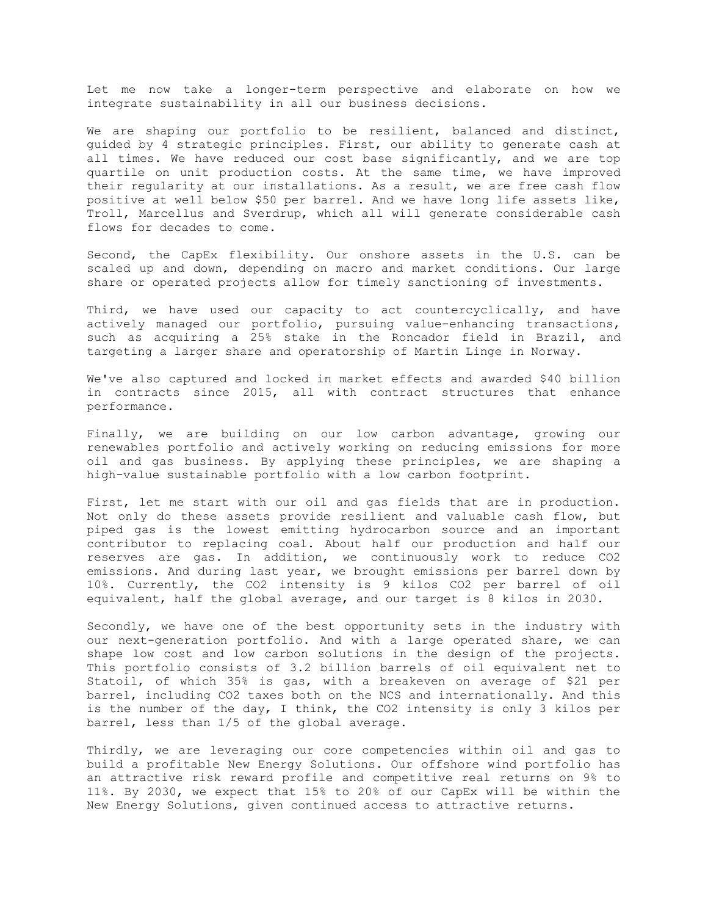Let me now take a longer-term perspective and elaborate on how we integrate sustainability in all our business decisions.

We are shaping our portfolio to be resilient, balanced and distinct, guided by 4 strategic principles. First, our ability to generate cash at all times. We have reduced our cost base significantly, and we are top quartile on unit production costs. At the same time, we have improved their regularity at our installations. As a result, we are free cash flow positive at well below $50 per barrel. And we have long life assets like, Troll, Marcellus and Sverdrup, which all will generate considerable cash flows for decades to come.

Second, the CapEx flexibility. Our onshore assets in the U.S. can be scaled up and down, depending on macro and market conditions. Our large share or operated projects allow for timely sanctioning of investments.

Third, we have used our capacity to act countercyclically, and have actively managed our portfolio, pursuing value-enhancing transactions, such as acquiring a 25% stake in the Roncador field in Brazil, and targeting a larger share and operatorship of Martin Linge in Norway.

We've also captured and locked in market effects and awarded $40 billion in contracts since 2015, all with contract structures that enhance performance.

Finally, we are building on our low carbon advantage, growing our renewables portfolio and actively working on reducing emissions for more oil and gas business. By applying these principles, we are shaping a high-value sustainable portfolio with a low carbon footprint.

First, let me start with our oil and gas fields that are in production. Not only do these assets provide resilient and valuable cash flow, but piped gas is the lowest emitting hydrocarbon source and an important contributor to replacing coal. About half our production and half our reserves are gas. In addition, we continuously work to reduce $CO_2$ emissions. And during last year, we brought emissions per barrel down by 10%. Currently, the $CO_2$ intensity is 9 kilos $CO_2$ per barrel of oil equivalent, half the global average, and our target is 8 kilos in 2030.

Secondly, we have one of the best opportunity sets in the industry with our next-generation portfolio. And with a large operated share, we can shape low cost and low carbon solutions in the design of the projects. This portfolio consists of 3.2 billion barrels of oil equivalent net to Statoil, of which 35% is gas, with a breakeven on average of $21 per barrel, including $CO_2$ taxes both on the NCS and internationally. And this is the number of the day, I think, the $CO_2$ intensity is only 3 kilos per barrel, less than 1/5 of the global average.

Thirdly, we are leveraging our core competencies within oil and gas to build a profitable New Energy Solutions. Our offshore wind portfolio has an attractive risk reward profile and competitive real returns on 9% to 11%. By 2030, we expect that 15% to 20% of our CapEx will be within the New Energy Solutions, given continued access to attractive returns.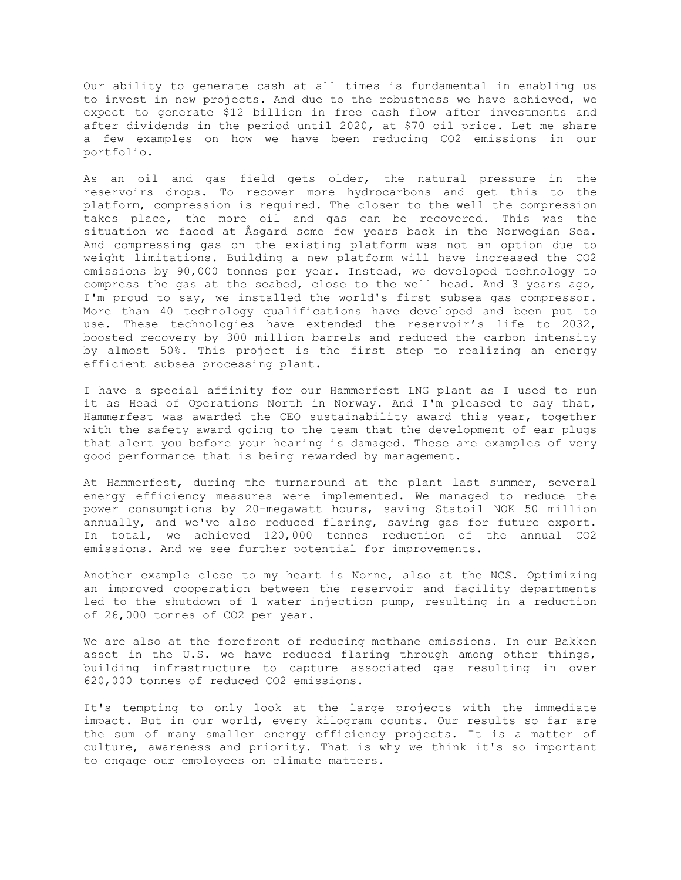Our ability to generate cash at all times is fundamental in enabling us to invest in new projects. And due to the robustness we have achieved, we expect to generate $12 billion in free cash flow after investments and after dividends in the period until 2020, at $70 oil price. Let me share a few examples on how we have been reducing $CO_2$ emissions in our portfolio.

As an oil and gas field gets older, the natural pressure in the reservoirs drops. To recover more hydrocarbons and get this to the platform, compression is required. The closer to the well the compression takes place, the more oil and gas can be recovered. This was the situation we faced at Åsgard some few years back in the Norwegian Sea. And compressing gas on the existing platform was not an option due to weight limitations. Building a new platform will have increased the $CO_2$ emissions by 90,000 tonnes per year. Instead, we developed technology to compress the gas at the seabed, close to the well head. And 3 years ago, I'm proud to say, we installed the world's first subsea gas compressor. More than 40 technology qualifications have developed and been put to use. These technologies have extended the reservoir's life to 2032, boosted recovery by 300 million barrels and reduced the carbon intensity by almost 50%. This project is the first step to realizing an energy efficient subsea processing plant.

I have a special affinity for our Hammerfest LNG plant as I used to run it as Head of Operations North in Norway. And I'm pleased to say that, Hammerfest was awarded the CEO sustainability award this year, together with the safety award going to the team that the development of ear plugs that alert you before your hearing is damaged. These are examples of very good performance that is being rewarded by management.

At Hammerfest, during the turnaround at the plant last summer, several energy efficiency measures were implemented. We managed to reduce the power consumptions by 20-megawatt hours, saving Statoil NOK 50 million annually, and we've also reduced flaring, saving gas for future export. In total, we achieved 120,000 tonnes reduction of the annual $CO_2$ emissions. And we see further potential for improvements.

Another example close to my heart is Norne, also at the NCS. Optimizing an improved cooperation between the reservoir and facility departments led to the shutdown of 1 water injection pump, resulting in a reduction of 26,000 tonnes of $CO_2$ per year.

We are also at the forefront of reducing methane emissions. In our Bakken asset in the U.S. we have reduced flaring through among other things, building infrastructure to capture associated gas resulting in over 620,000 tonnes of reduced $CO_2$ emissions.

It's tempting to only look at the large projects with the immediate impact. But in our world, every kilogram counts. Our results so far are the sum of many smaller energy efficiency projects. It is a matter of culture, awareness and priority. That is why we think it's so important to engage our employees on climate matters.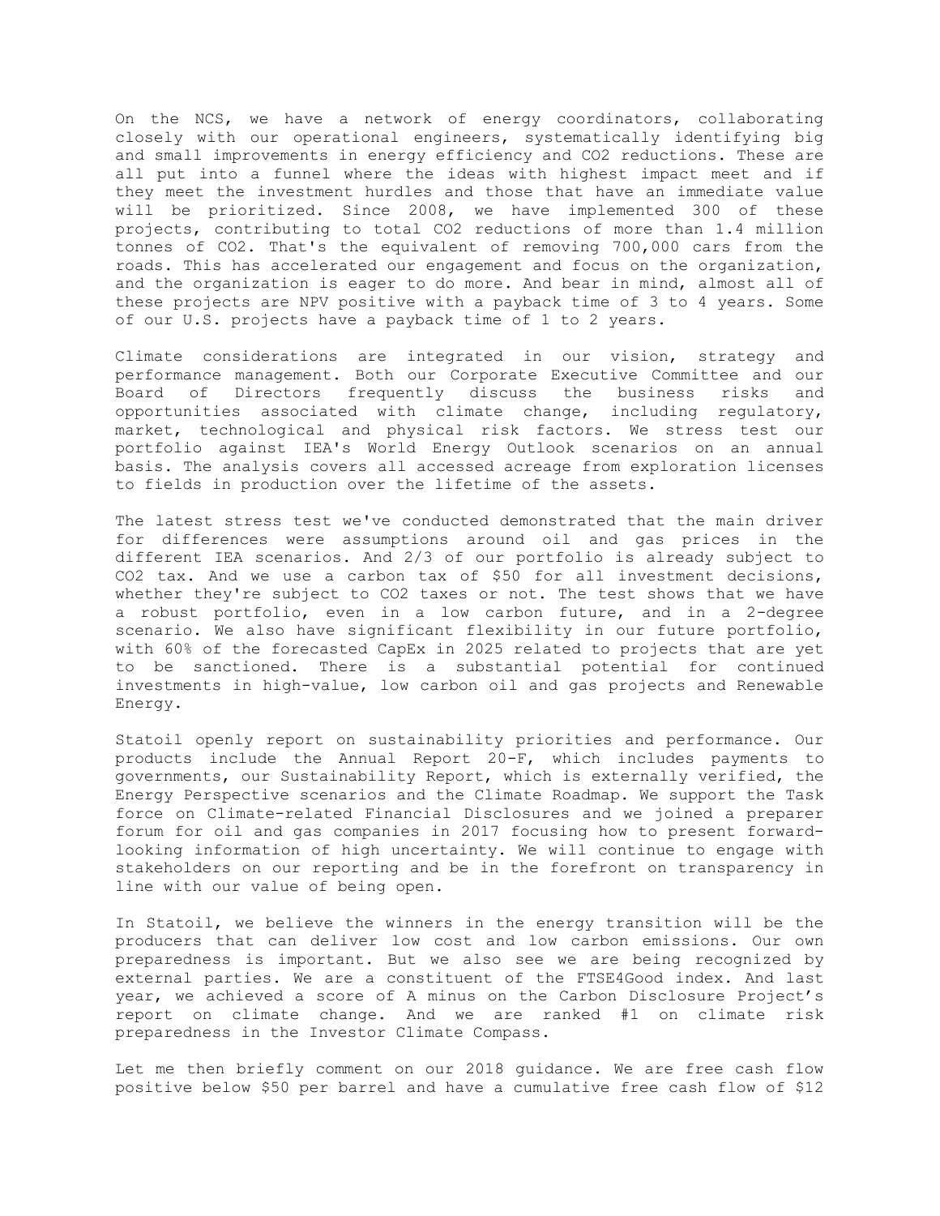On the NCS, we have a network of energy coordinators, collaborating closely with our operational engineers, systematically identifying big and small improvements in energy efficiency and $CO_2$ reductions. These are all put into a funnel where the ideas with highest impact meet and if they meet the investment hurdles and those that have an immediate value will be prioritized. Since 2008, we have implemented 300 of these projects, contributing to total $CO_2$ reductions of more than 1.4 million tonnes of $CO_2$. That's the equivalent of removing 700,000 cars from the roads. This has accelerated our engagement and focus on the organization, and the organization is eager to do more. And bear in mind, almost all of these projects are NPV positive with a payback time of 3 to 4 years. Some of our U.S. projects have a payback time of 1 to 2 years.

Climate considerations are integrated in our vision, strategy and performance management. Both our Corporate Executive Committee and our Board of Directors frequently discuss the business risks and opportunities associated with climate change, including regulatory, market, technological and physical risk factors. We stress test our portfolio against IEA's World Energy Outlook scenarios on an annual basis. The analysis covers all accessed acreage from exploration licenses to fields in production over the lifetime of the assets.

The latest stress test we've conducted demonstrated that the main driver for differences were assumptions around oil and gas prices in the different IEA scenarios. And 2/3 of our portfolio is already subject to $CO_2$ tax. And we use a carbon tax of $50 for all investment decisions, whether they're subject to $CO_2$ taxes or not. The test shows that we have a robust portfolio, even in a low carbon future, and in a 2-degree scenario. We also have significant flexibility in our future portfolio, with 60% of the forecasted CapEx in 2025 related to projects that are yet to be sanctioned. There is a substantial potential for continued investments in high-value, low carbon oil and gas projects and Renewable Energy.

Statoil openly report on sustainability priorities and performance. Our products include the Annual Report 20-F, which includes payments to governments, our Sustainability Report, which is externally verified, the Energy Perspective scenarios and the Climate Roadmap. We support the Task force on Climate-related Financial Disclosures and we joined a preparer forum for oil and gas companies in 2017 focusing how to present forward-looking information of high uncertainty. We will continue to engage with stakeholders on our reporting and be in the forefront on transparency in line with our value of being open.

In Statoil, we believe the winners in the energy transition will be the producers that can deliver low cost and low carbon emissions. Our own preparedness is important. But we also see we are being recognized by external parties. We are a constituent of the FTSE4Good index. And last year, we achieved a score of A minus on the Carbon Disclosure Project's report on climate change. And we are ranked #1 on climate risk preparedness in the Investor Climate Compass.

Let me then briefly comment on our 2018 guidance. We are free cash flow positive below $50 per barrel and have a cumulative free cash flow of $12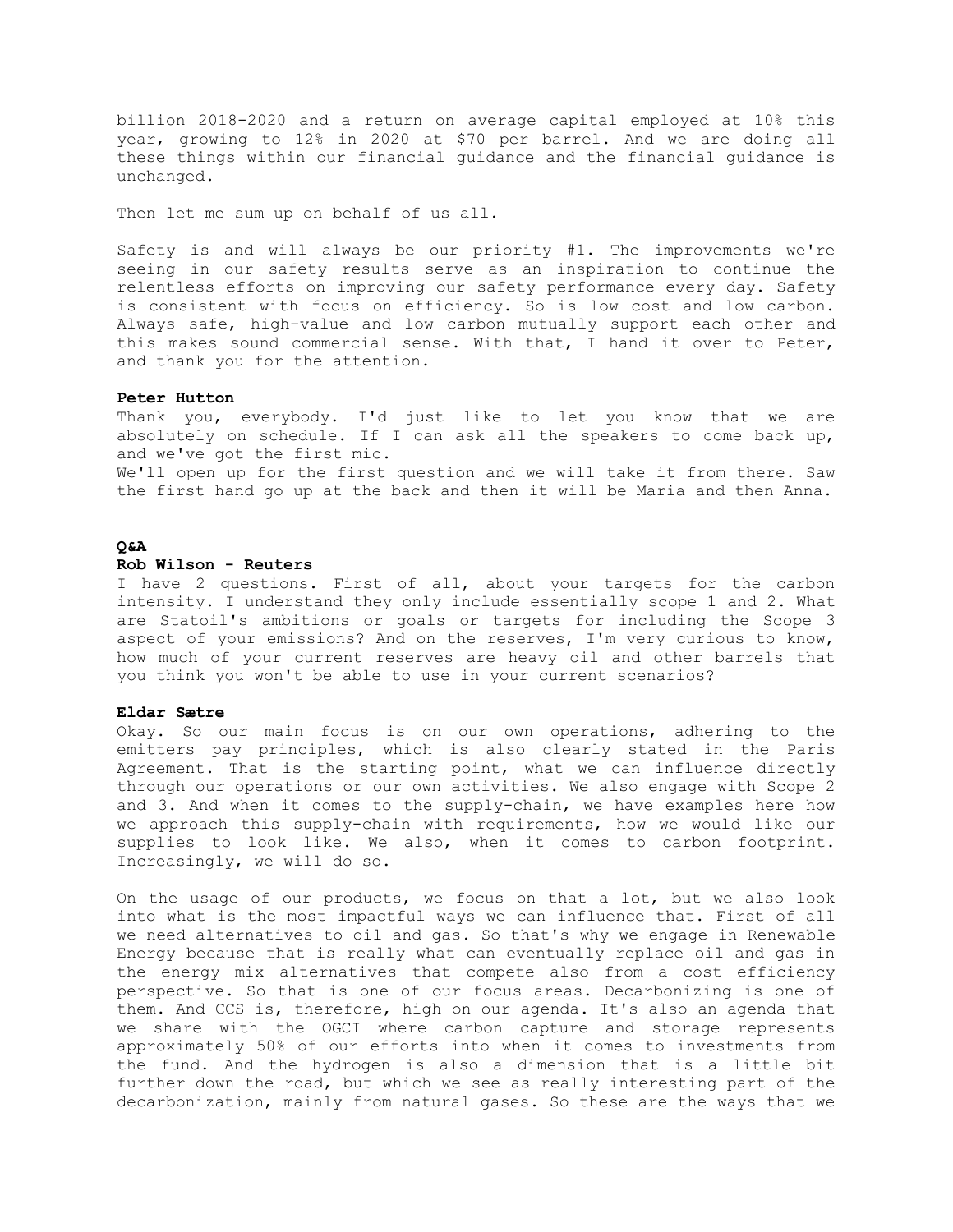billion 2018-2020 and a return on average capital employed at 10% this year, growing to 12% in 2020 at $70 per barrel. And we are doing all these things within our financial guidance and the financial guidance is unchanged.

Then let me sum up on behalf of us all.

Safety is and will always be our priority #1. The improvements we're seeing in our safety results serve as an inspiration to continue the relentless efforts on improving our safety performance every day. Safety is consistent with focus on efficiency. So is low cost and low carbon. Always safe, high-value and low carbon mutually support each other and this makes sound commercial sense. With that, I hand it over to Peter, and thank you for the attention.

**Peter Hutton**

Thank you, everybody. I'd just like to let you know that we are absolutely on schedule. If I can ask all the speakers to come back up, and we've got the first mic.

We'll open up for the first question and we will take it from there. Saw the first hand go up at the back and then it will be Maria and then Anna.

**Q&A**

**Rob Wilson - Reuters**

I have 2 questions. First of all, about your targets for the carbon intensity. I understand they only include essentially scope 1 and 2. What are Statoil's ambitions or goals or targets for including the Scope 3 aspect of your emissions? And on the reserves, I'm very curious to know, how much of your current reserves are heavy oil and other barrels that you think you won't be able to use in your current scenarios?

**Eldar Sætre**

Okay. So our main focus is on our own operations, adhering to the emitters pay principles, which is also clearly stated in the Paris Agreement. That is the starting point, what we can influence directly through our operations or our own activities. We also engage with Scope 2 and 3. And when it comes to the supply-chain, we have examples here how we approach this supply-chain with requirements, how we would like our supplies to look like. We also, when it comes to carbon footprint. Increasingly, we will do so.

On the usage of our products, we focus on that a lot, but we also look into what is the most impactful ways we can influence that. First of all we need alternatives to oil and gas. So that's why we engage in Renewable Energy because that is really what can eventually replace oil and gas in the energy mix alternatives that compete also from a cost efficiency perspective. So that is one of our focus areas. Decarbonizing is one of them. And CCS is, therefore, high on our agenda. It's also an agenda that we share with the OGCI where carbon capture and storage represents approximately 50% of our efforts into when it comes to investments from the fund. And the hydrogen is also a dimension that is a little bit further down the road, but which we see as really interesting part of the decarbonization, mainly from natural gases. So these are the ways that we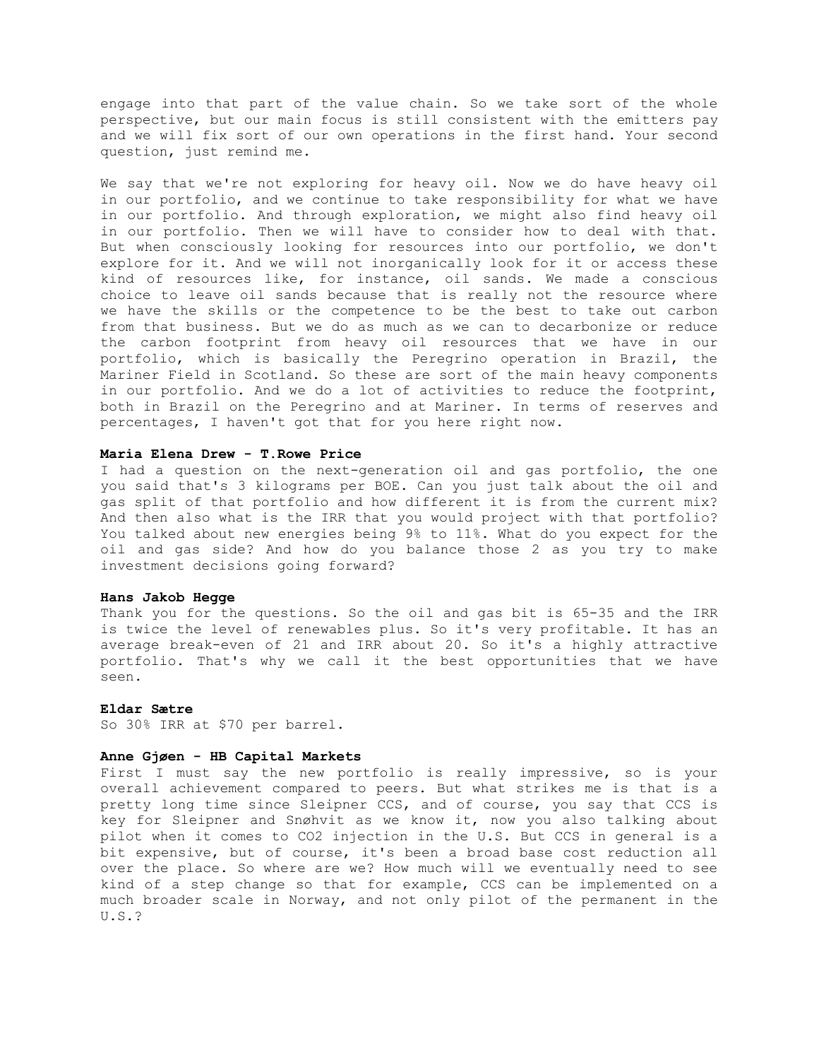engage into that part of the value chain. So we take sort of the whole perspective, but our main focus is still consistent with the emitters pay and we will fix sort of our own operations in the first hand. Your second question, just remind me.

We say that we're not exploring for heavy oil. Now we do have heavy oil in our portfolio, and we continue to take responsibility for what we have in our portfolio. And through exploration, we might also find heavy oil in our portfolio. Then we will have to consider how to deal with that. But when consciously looking for resources into our portfolio, we don't explore for it. And we will not inorganically look for it or access these kind of resources like, for instance, oil sands. We made a conscious choice to leave oil sands because that is really not the resource where we have the skills or the competence to be the best to take out carbon from that business. But we do as much as we can to decarbonize or reduce the carbon footprint from heavy oil resources that we have in our portfolio, which is basically the Peregrino operation in Brazil, the Mariner Field in Scotland. So these are sort of the main heavy components in our portfolio. And we do a lot of activities to reduce the footprint, both in Brazil on the Peregrino and at Mariner. In terms of reserves and percentages, I haven't got that for you here right now.

**Maria Elena Drew - T.Rowe Price**
I had a question on the next-generation oil and gas portfolio, the one you said that's 3 kilograms per BOE. Can you just talk about the oil and gas split of that portfolio and how different it is from the current mix? And then also what is the IRR that you would project with that portfolio? You talked about new energies being 9% to 11%. What do you expect for the oil and gas side? And how do you balance those 2 as you try to make investment decisions going forward?

**Hans Jakob Hegge**
Thank you for the questions. So the oil and gas bit is 65-35 and the IRR is twice the level of renewables plus. So it's very profitable. It has an average break-even of 21 and IRR about 20. So it's a highly attractive portfolio. That's why we call it the best opportunities that we have seen.

**Eldar Sætre**
So 30% IRR at $70 per barrel.

**Anne Gjøen - HB Capital Markets**
First I must say the new portfolio is really impressive, so is your overall achievement compared to peers. But what strikes me is that is a pretty long time since Sleipner CCS, and of course, you say that CCS is key for Sleipner and Snøhvit as we know it, now you also talking about pilot when it comes to CO2 injection in the U.S. But CCS in general is a bit expensive, but of course, it's been a broad base cost reduction all over the place. So where are we? How much will we eventually need to see kind of a step change so that for example, CCS can be implemented on a much broader scale in Norway, and not only pilot of the permanent in the U.S.?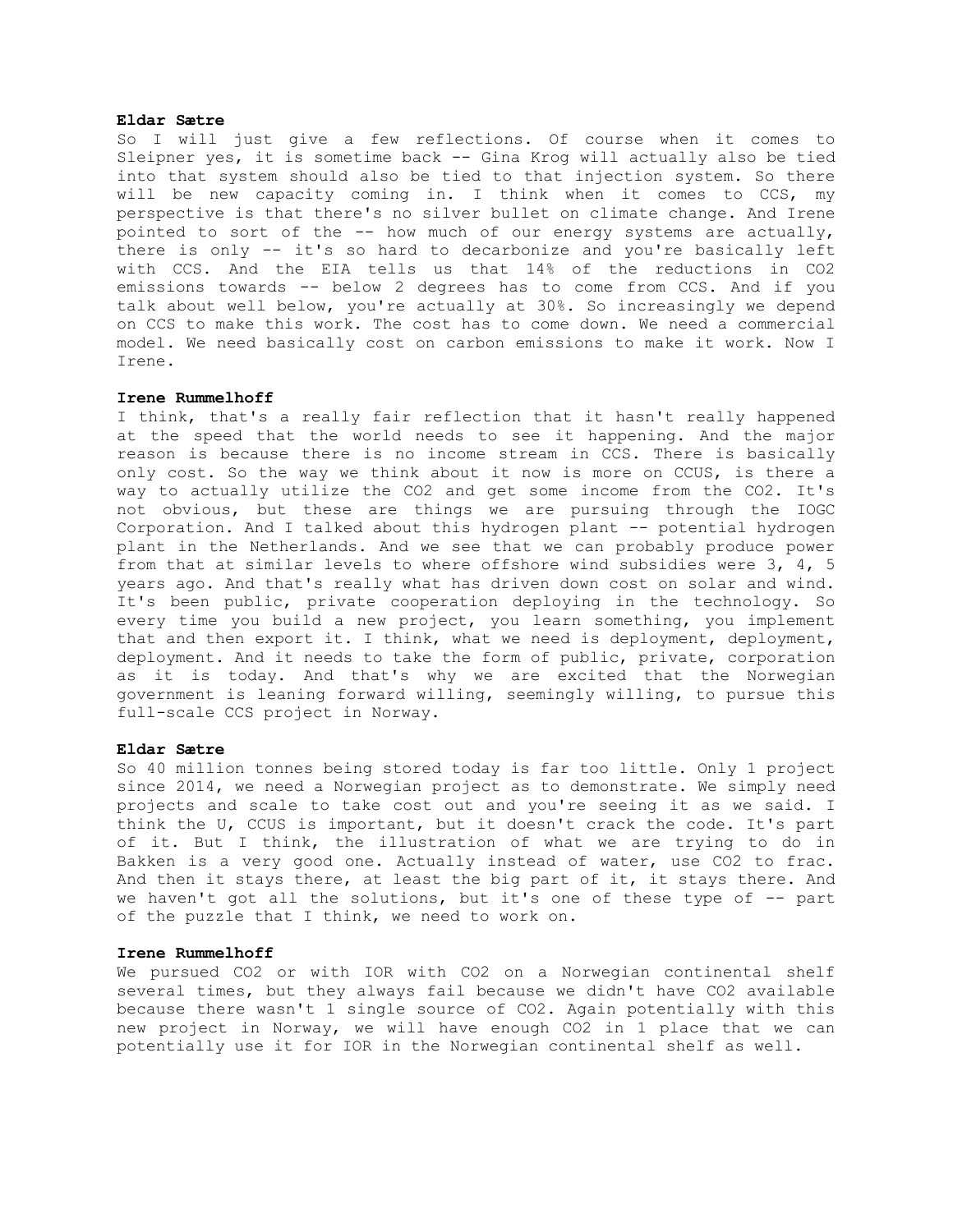**Eldar Sætre**

So I will just give a few reflections. Of course when it comes to Sleipner yes, it is sometime back -- Gina Krog will actually also be tied into that system should also be tied to that injection system. So there will be new capacity coming in. I think when it comes to CCS, my perspective is that there's no silver bullet on climate change. And Irene pointed to sort of the -- how much of our energy systems are actually, there is only -- it's so hard to decarbonize and you're basically left with CCS. And the EIA tells us that 14% of the reductions in $CO_2$ emissions towards -- below 2 degrees has to come from CCS. And if you talk about well below, you're actually at 30%. So increasingly we depend on CCS to make this work. The cost has to come down. We need a commercial model. We need basically cost on carbon emissions to make it work. Now I Irene.

**Irene Rummelhoff**

I think, that's a really fair reflection that it hasn't really happened at the speed that the world needs to see it happening. And the major reason is because there is no income stream in CCS. There is basically only cost. So the way we think about it now is more on CCUS, is there a way to actually utilize the $CO_2$ and get some income from the $CO_2$. It's not obvious, but these are things we are pursuing through the IOGC Corporation. And I talked about this hydrogen plant -- potential hydrogen plant in the Netherlands. And we see that we can probably produce power from that at similar levels to where offshore wind subsidies were 3, 4, 5 years ago. And that's really what has driven down cost on solar and wind. It's been public, private cooperation deploying in the technology. So every time you build a new project, you learn something, you implement that and then export it. I think, what we need is deployment, deployment, deployment. And it needs to take the form of public, private, corporation as it is today. And that's why we are excited that the Norwegian government is leaning forward willing, seemingly willing, to pursue this full-scale CCS project in Norway.

**Eldar Sætre**

So 40 million tonnes being stored today is far too little. Only 1 project since 2014, we need a Norwegian project as to demonstrate. We simply need projects and scale to take cost out and you're seeing it as we said. I think the U, CCUS is important, but it doesn't crack the code. It's part of it. But I think, the illustration of what we are trying to do in Bakken is a very good one. Actually instead of water, use $CO_2$ to frac. And then it stays there, at least the big part of it, it stays there. And we haven't got all the solutions, but it's one of these type of -- part of the puzzle that I think, we need to work on.

**Irene Rummelhoff**

We pursued $CO_2$ or with IOR with $CO_2$ on a Norwegian continental shelf several times, but they always fail because we didn't have $CO_2$ available because there wasn't 1 single source of $CO_2$. Again potentially with this new project in Norway, we will have enough $CO_2$ in 1 place that we can potentially use it for IOR in the Norwegian continental shelf as well.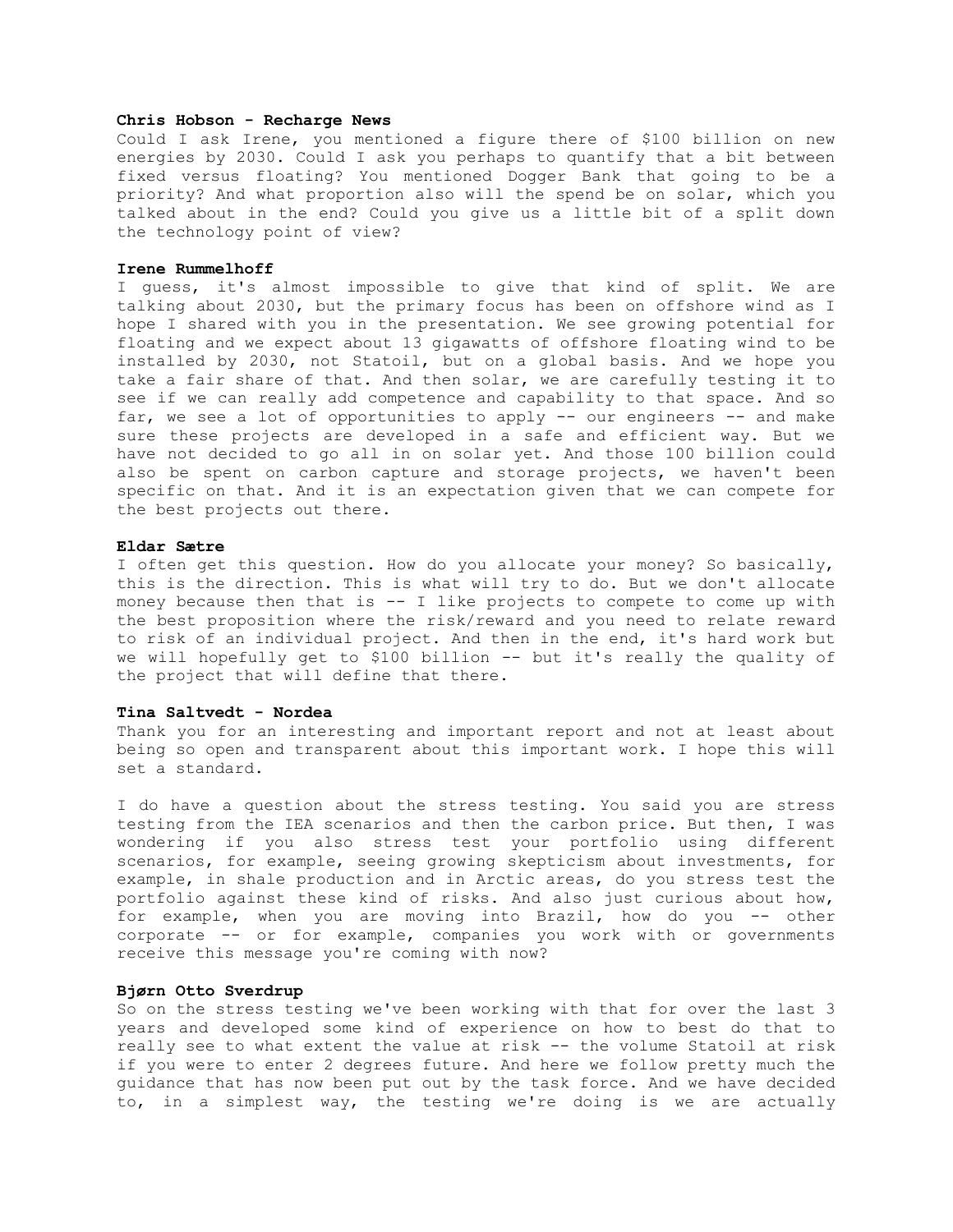**Chris Hobson - Recharge News**

Could I ask Irene, you mentioned a figure there of $100 billion on new energies by 2030. Could I ask you perhaps to quantify that a bit between fixed versus floating? You mentioned Dogger Bank that going to be a priority? And what proportion also will the spend be on solar, which you talked about in the end? Could you give us a little bit of a split down the technology point of view?

**Irene Rummelhoff**

I guess, it's almost impossible to give that kind of split. We are talking about 2030, but the primary focus has been on offshore wind as I hope I shared with you in the presentation. We see growing potential for floating and we expect about 13 gigawatts of offshore floating wind to be installed by 2030, not Statoil, but on a global basis. And we hope you take a fair share of that. And then solar, we are carefully testing it to see if we can really add competence and capability to that space. And so far, we see a lot of opportunities to apply -- our engineers -- and make sure these projects are developed in a safe and efficient way. But we have not decided to go all in on solar yet. And those 100 billion could also be spent on carbon capture and storage projects, we haven't been specific on that. And it is an expectation given that we can compete for the best projects out there.

**Eldar Sætre**

I often get this question. How do you allocate your money? So basically, this is the direction. This is what will try to do. But we don't allocate money because then that is -- I like projects to compete to come up with the best proposition where the risk/reward and you need to relate reward to risk of an individual project. And then in the end, it's hard work but we will hopefully get to $100 billion -- but it's really the quality of the project that will define that there.

**Tina Saltvedt - Nordea**

Thank you for an interesting and important report and not at least about being so open and transparent about this important work. I hope this will set a standard.

I do have a question about the stress testing. You said you are stress testing from the IEA scenarios and then the carbon price. But then, I was wondering if you also stress test your portfolio using different scenarios, for example, seeing growing skepticism about investments, for example, in shale production and in Arctic areas, do you stress test the portfolio against these kind of risks. And also just curious about how, for example, when you are moving into Brazil, how do you -- other corporate -- or for example, companies you work with or governments receive this message you're coming with now?

**Bjørn Otto Sverdrup**

So on the stress testing we've been working with that for over the last 3 years and developed some kind of experience on how to best do that to really see to what extent the value at risk -- the volume Statoil at risk if you were to enter 2 degrees future. And here we follow pretty much the guidance that has now been put out by the task force. And we have decided to, in a simplest way, the testing we're doing is we are actually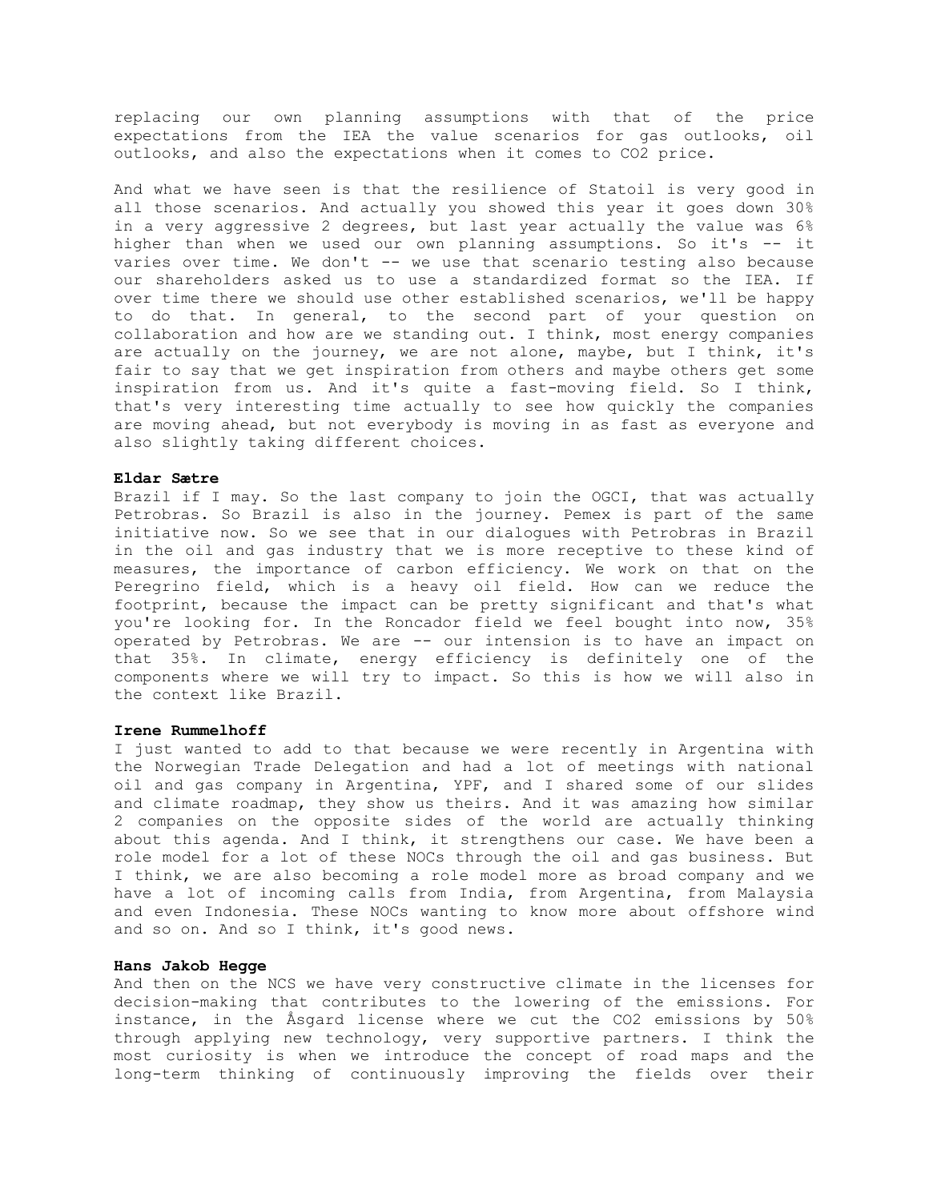replacing our own planning assumptions with that of the price expectations from the IEA the value scenarios for gas outlooks, oil outlooks, and also the expectations when it comes to $CO_2$ price.

And what we have seen is that the resilience of Statoil is very good in all those scenarios. And actually you showed this year it goes down 30% in a very aggressive 2 degrees, but last year actually the value was 6% higher than when we used our own planning assumptions. So it's -- it varies over time. We don't -- we use that scenario testing also because our shareholders asked us to use a standardized format so the IEA. If over time there we should use other established scenarios, we'll be happy to do that. In general, to the second part of your question on collaboration and how are we standing out. I think, most energy companies are actually on the journey, we are not alone, maybe, but I think, it's fair to say that we get inspiration from others and maybe others get some inspiration from us. And it's quite a fast-moving field. So I think, that's very interesting time actually to see how quickly the companies are moving ahead, but not everybody is moving in as fast as everyone and also slightly taking different choices.

**Eldar Sætre**

Brazil if I may. So the last company to join the OGCI, that was actually Petrobras. So Brazil is also in the journey. Pemex is part of the same initiative now. So we see that in our dialogues with Petrobras in Brazil in the oil and gas industry that we is more receptive to these kind of measures, the importance of carbon efficiency. We work on that on the Peregrino field, which is a heavy oil field. How can we reduce the footprint, because the impact can be pretty significant and that's what you're looking for. In the Roncador field we feel bought into now, 35% operated by Petrobras. We are -- our intension is to have an impact on that 35%. In climate, energy efficiency is definitely one of the components where we will try to impact. So this is how we will also in the context like Brazil.

**Irene Rummelhoff**

I just wanted to add to that because we were recently in Argentina with the Norwegian Trade Delegation and had a lot of meetings with national oil and gas company in Argentina, YPF, and I shared some of our slides and climate roadmap, they show us theirs. And it was amazing how similar 2 companies on the opposite sides of the world are actually thinking about this agenda. And I think, it strengthens our case. We have been a role model for a lot of these NOCs through the oil and gas business. But I think, we are also becoming a role model more as broad company and we have a lot of incoming calls from India, from Argentina, from Malaysia and even Indonesia. These NOCs wanting to know more about offshore wind and so on. And so I think, it's good news.

**Hans Jakob Hegge**

And then on the NCS we have very constructive climate in the licenses for decision-making that contributes to the lowering of the emissions. For instance, in the Åsgard license where we cut the $CO_2$ emissions by 50% through applying new technology, very supportive partners. I think the most curiosity is when we introduce the concept of road maps and the long-term thinking of continuously improving the fields over their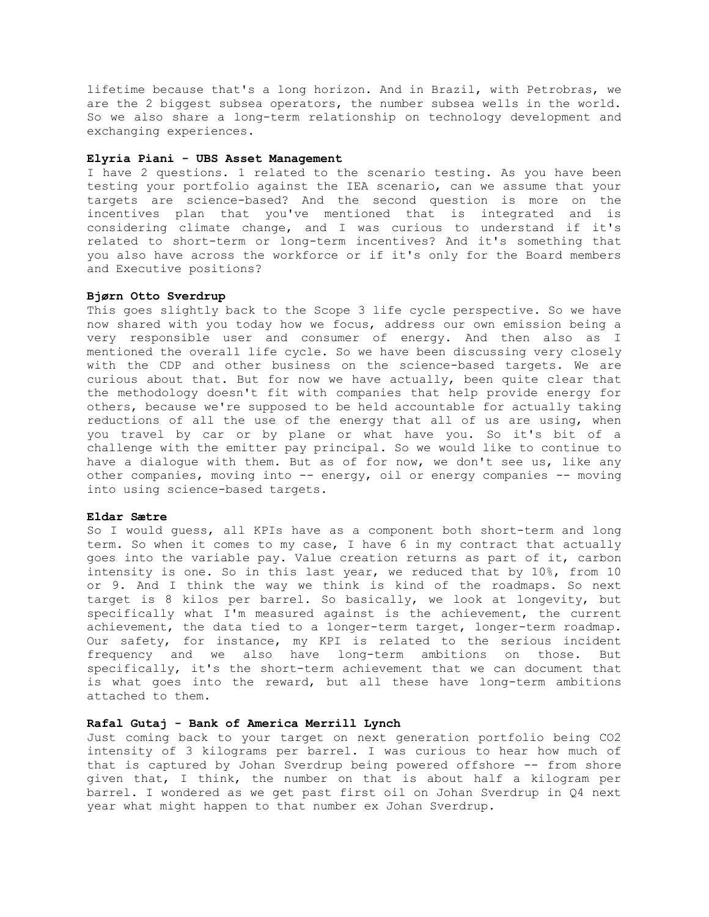lifetime because that's a long horizon. And in Brazil, with Petrobras, we are the 2 biggest subsea operators, the number subsea wells in the world. So we also share a long-term relationship on technology development and exchanging experiences.

**Elyria Piani - UBS Asset Management**

I have 2 questions. 1 related to the scenario testing. As you have been testing your portfolio against the IEA scenario, can we assume that your targets are science-based? And the second question is more on the incentives plan that you've mentioned that is integrated and is considering climate change, and I was curious to understand if it's related to short-term or long-term incentives? And it's something that you also have across the workforce or if it's only for the Board members and Executive positions?

**Bjørn Otto Sverdrup**

This goes slightly back to the Scope 3 life cycle perspective. So we have now shared with you today how we focus, address our own emission being a very responsible user and consumer of energy. And then also as I mentioned the overall life cycle. So we have been discussing very closely with the CDP and other business on the science-based targets. We are curious about that. But for now we have actually, been quite clear that the methodology doesn't fit with companies that help provide energy for others, because we're supposed to be held accountable for actually taking reductions of all the use of the energy that all of us are using, when you travel by car or by plane or what have you. So it's bit of a challenge with the emitter pay principal. So we would like to continue to have a dialogue with them. But as of for now, we don't see us, like any other companies, moving into -- energy, oil or energy companies -- moving into using science-based targets.

**Eldar Sætre**

So I would guess, all KPIs have as a component both short-term and long term. So when it comes to my case, I have 6 in my contract that actually goes into the variable pay. Value creation returns as part of it, carbon intensity is one. So in this last year, we reduced that by 10%, from 10 or 9. And I think the way we think is kind of the roadmaps. So next target is 8 kilos per barrel. So basically, we look at longevity, but specifically what I'm measured against is the achievement, the current achievement, the data tied to a longer-term target, longer-term roadmap. Our safety, for instance, my KPI is related to the serious incident frequency and we also have long-term ambitions on those. But specifically, it's the short-term achievement that we can document that is what goes into the reward, but all these have long-term ambitions attached to them.

**Rafal Gutaj - Bank of America Merrill Lynch**

Just coming back to your target on next generation portfolio being $CO_2$ intensity of 3 kilograms per barrel. I was curious to hear how much of that is captured by Johan Sverdrup being powered offshore -- from shore given that, I think, the number on that is about half a kilogram per barrel. I wondered as we get past first oil on Johan Sverdrup in Q4 next year what might happen to that number ex Johan Sverdrup.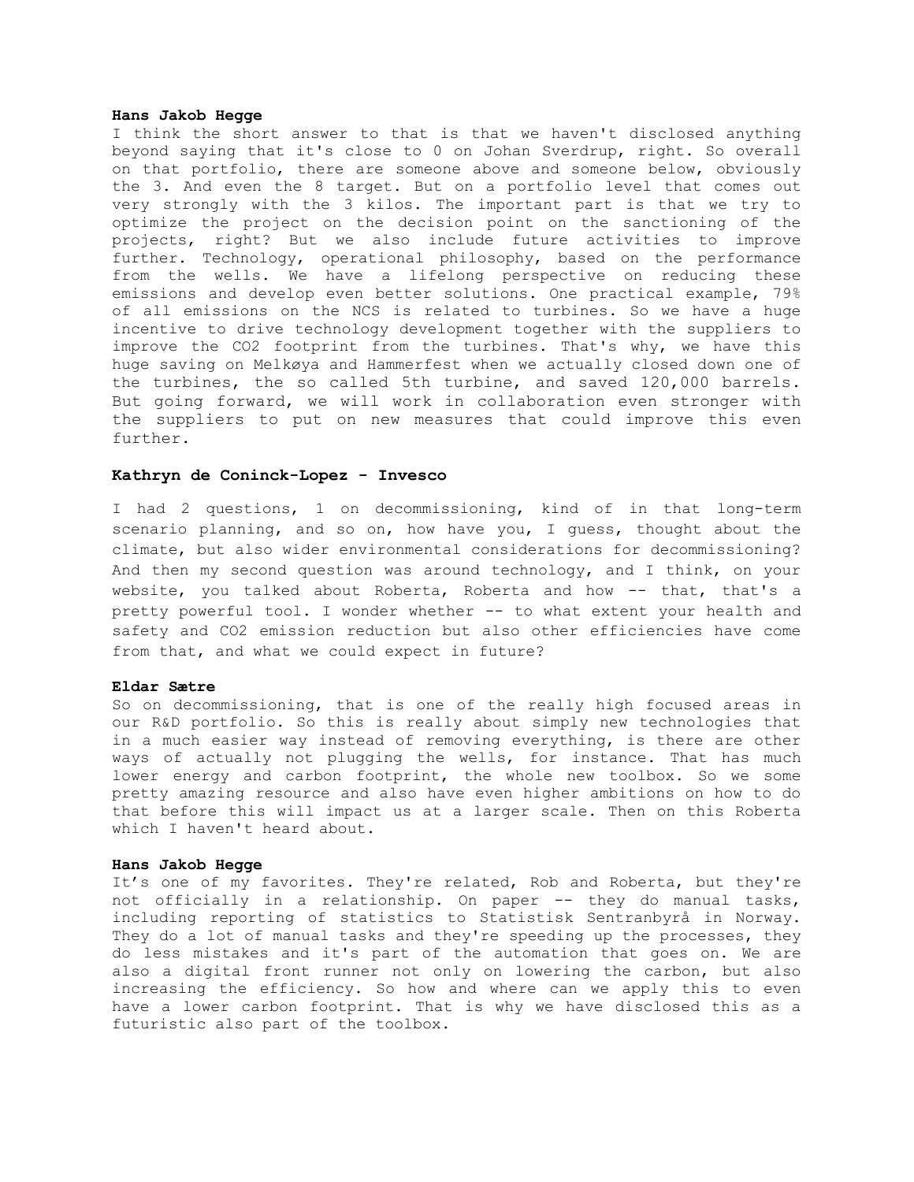**Hans Jakob Hegge**

I think the short answer to that is that we haven't disclosed anything beyond saying that it's close to 0 on Johan Sverdrup, right. So overall on that portfolio, there are someone above and someone below, obviously the 3. And even the 8 target. But on a portfolio level that comes out very strongly with the 3 kilos. The important part is that we try to optimize the project on the decision point on the sanctioning of the projects, right? But we also include future activities to improve further. Technology, operational philosophy, based on the performance from the wells. We have a lifelong perspective on reducing these emissions and develop even better solutions. One practical example, 79% of all emissions on the NCS is related to turbines. So we have a huge incentive to drive technology development together with the suppliers to improve the $CO_2$ footprint from the turbines. That's why, we have this huge saving on Melkøya and Hammerfest when we actually closed down one of the turbines, the so called 5th turbine, and saved 120,000 barrels. But going forward, we will work in collaboration even stronger with the suppliers to put on new measures that could improve this even further.

**Kathryn de Coninck-Lopez - Invesco**

I had 2 questions, 1 on decommissioning, kind of in that long-term scenario planning, and so on, how have you, I guess, thought about the climate, but also wider environmental considerations for decommissioning? And then my second question was around technology, and I think, on your website, you talked about Roberta, Roberta and how -- that, that's a pretty powerful tool. I wonder whether -- to what extent your health and safety and $CO_2$ emission reduction but also other efficiencies have come from that, and what we could expect in future?

**Eldar Sætre**

So on decommissioning, that is one of the really high focused areas in our R&D portfolio. So this is really about simply new technologies that in a much easier way instead of removing everything, is there are other ways of actually not plugging the wells, for instance. That has much lower energy and carbon footprint, the whole new toolbox. So we some pretty amazing resource and also have even higher ambitions on how to do that before this will impact us at a larger scale. Then on this Roberta which I haven't heard about.

**Hans Jakob Hegge**

It's one of my favorites. They're related, Rob and Roberta, but they're not officially in a relationship. On paper -- they do manual tasks, including reporting of statistics to Statistisk Sentranbyrå in Norway. They do a lot of manual tasks and they're speeding up the processes, they do less mistakes and it's part of the automation that goes on. We are also a digital front runner not only on lowering the carbon, but also increasing the efficiency. So how and where can we apply this to even have a lower carbon footprint. That is why we have disclosed this as a futuristic also part of the toolbox.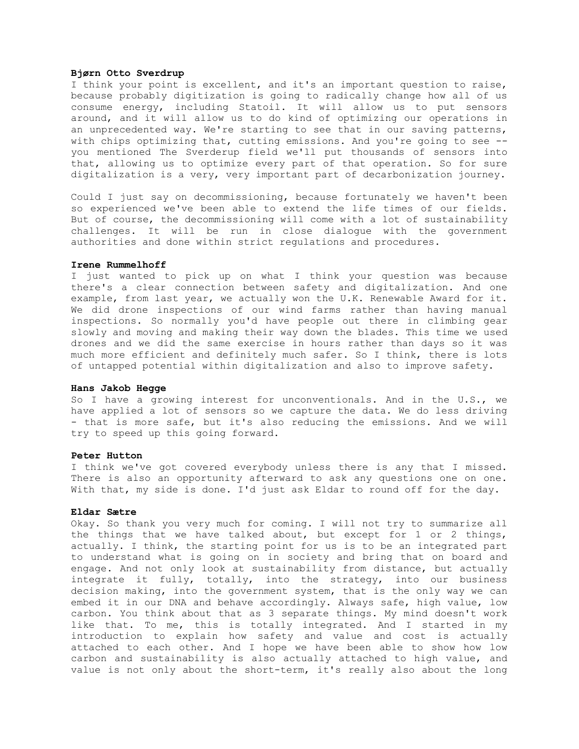**Bjørn Otto Sverdrup**

I think your point is excellent, and it's an important question to raise, because probably digitization is going to radically change how all of us consume energy, including Statoil. It will allow us to put sensors around, and it will allow us to do kind of optimizing our operations in an unprecedented way. We're starting to see that in our saving patterns, with chips optimizing that, cutting emissions. And you're going to see -- you mentioned The Sverderup field we'll put thousands of sensors into that, allowing us to optimize every part of that operation. So for sure digitalization is a very, very important part of decarbonization journey.

Could I just say on decommissioning, because fortunately we haven't been so experienced we've been able to extend the life times of our fields. But of course, the decommissioning will come with a lot of sustainability challenges. It will be run in close dialogue with the government authorities and done within strict regulations and procedures.

**Irene Rummelhoff**

I just wanted to pick up on what I think your question was because there's a clear connection between safety and digitalization. And one example, from last year, we actually won the U.K. Renewable Award for it. We did drone inspections of our wind farms rather than having manual inspections. So normally you'd have people out there in climbing gear slowly and moving and making their way down the blades. This time we used drones and we did the same exercise in hours rather than days so it was much more efficient and definitely much safer. So I think, there is lots of untapped potential within digitalization and also to improve safety.

**Hans Jakob Hegge**

So I have a growing interest for unconventionals. And in the U.S., we have applied a lot of sensors so we capture the data. We do less driving - that is more safe, but it's also reducing the emissions. And we will try to speed up this going forward.

**Peter Hutton**

I think we've got covered everybody unless there is any that I missed. There is also an opportunity afterward to ask any questions one on one. With that, my side is done. I'd just ask Eldar to round off for the day.

**Eldar Sætre**

Okay. So thank you very much for coming. I will not try to summarize all the things that we have talked about, but except for 1 or 2 things, actually. I think, the starting point for us is to be an integrated part to understand what is going on in society and bring that on board and engage. And not only look at sustainability from distance, but actually integrate it fully, totally, into the strategy, into our business decision making, into the government system, that is the only way we can embed it in our DNA and behave accordingly. Always safe, high value, low carbon. You think about that as 3 separate things. My mind doesn't work like that. To me, this is totally integrated. And I started in my introduction to explain how safety and value and cost is actually attached to each other. And I hope we have been able to show how low carbon and sustainability is also actually attached to high value, and value is not only about the short-term, it's really also about the long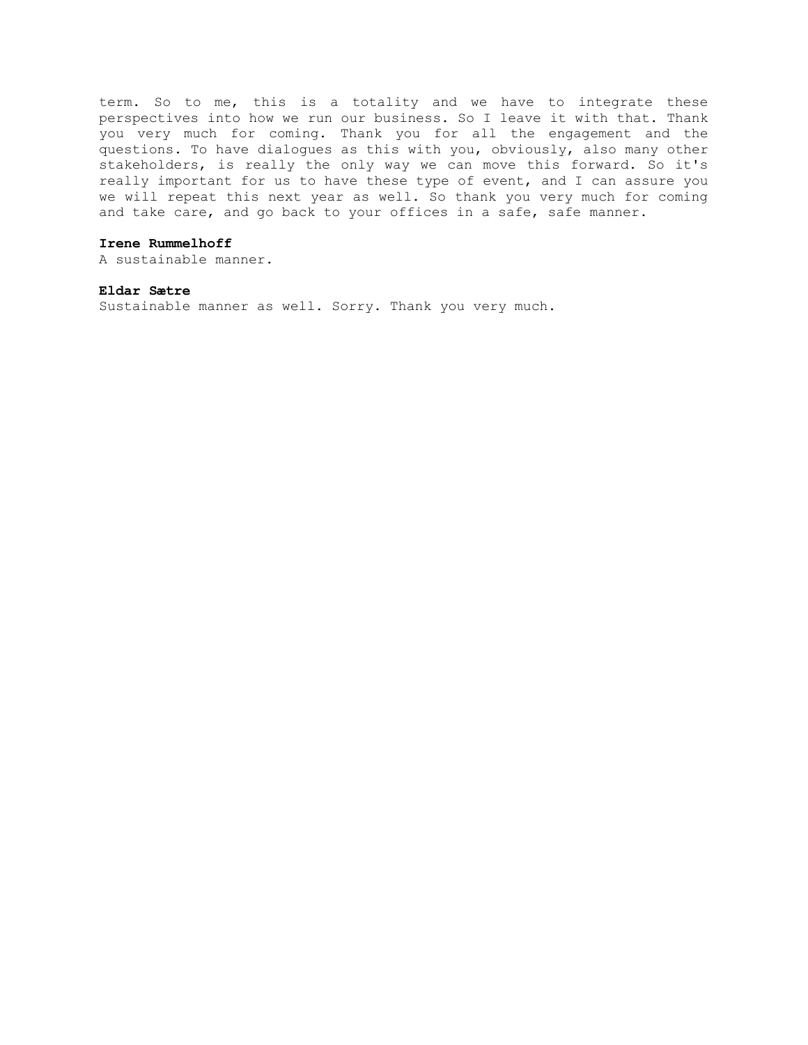term. So to me, this is a totality and we have to integrate these perspectives into how we run our business. So I leave it with that. Thank you very much for coming. Thank you for all the engagement and the questions. To have dialogues as this with you, obviously, also many other stakeholders, is really the only way we can move this forward. So it's really important for us to have these type of event, and I can assure you we will repeat this next year as well. So thank you very much for coming and take care, and go back to your offices in a safe, safe manner.

**Irene Rummelhoff**
A sustainable manner.

**Eldar Sætre**
Sustainable manner as well. Sorry. Thank you very much.